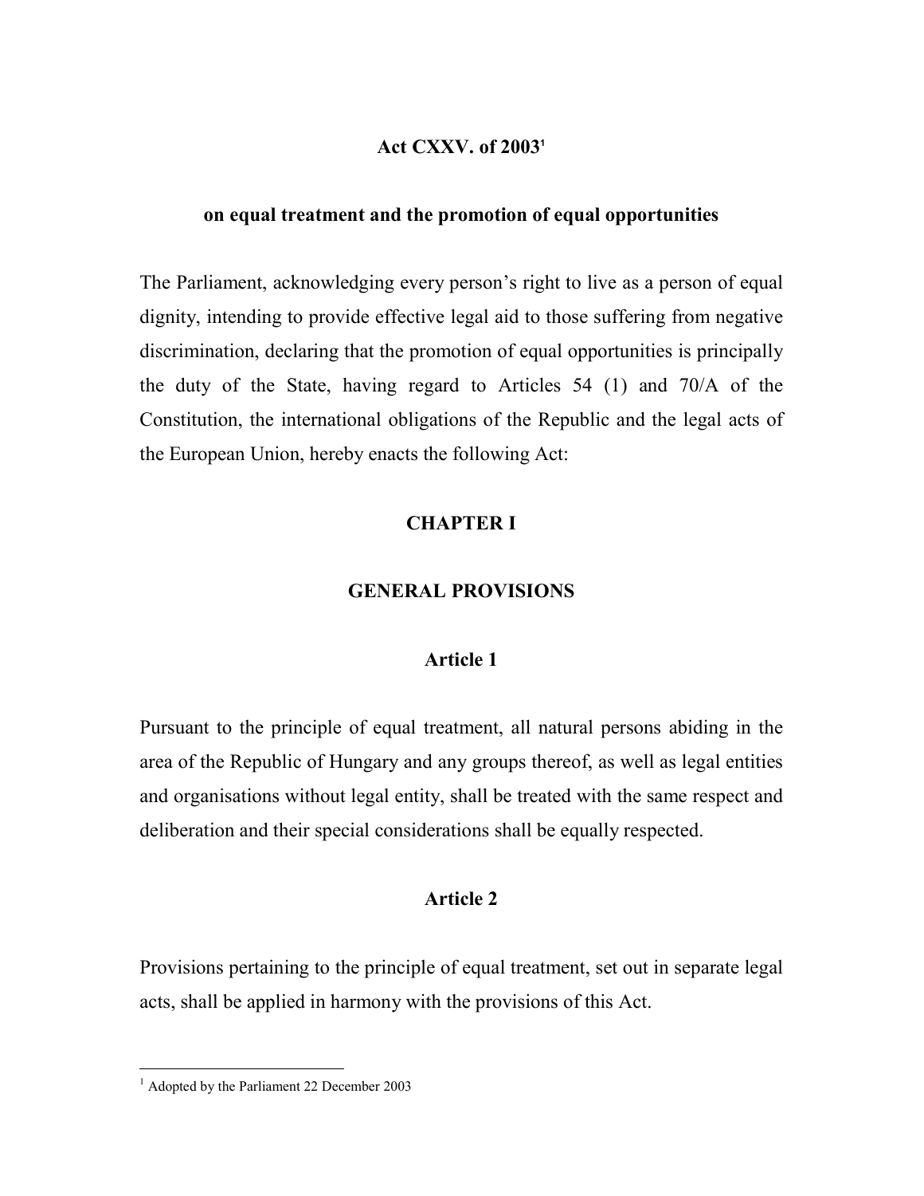# Act CXXV. of 2003[1]

## on equal treatment and the promotion of equal opportunities

The Parliament, acknowledging every person's right to live as a person of equal dignity, intending to provide effective legal aid to those suffering from negative discrimination, declaring that the promotion of equal opportunities is principally the duty of the State, having regard to Articles 54 (1) and 70/A of the Constitution, the international obligations of the Republic and the legal acts of the European Union, hereby enacts the following Act:

## CHAPTER I

## GENERAL PROVISIONS

### Article 1

Pursuant to the principle of equal treatment, all natural persons abiding in the area of the Republic of Hungary and any groups thereof, as well as legal entities and organisations without legal entity, shall be treated with the same respect and deliberation and their special considerations shall be equally respected.

### Article 2

Provisions pertaining to the principle of equal treatment, set out in separate legal acts, shall be applied in harmony with the provisions of this Act.

---

[1] Adopted by the Parliament 22 December 2003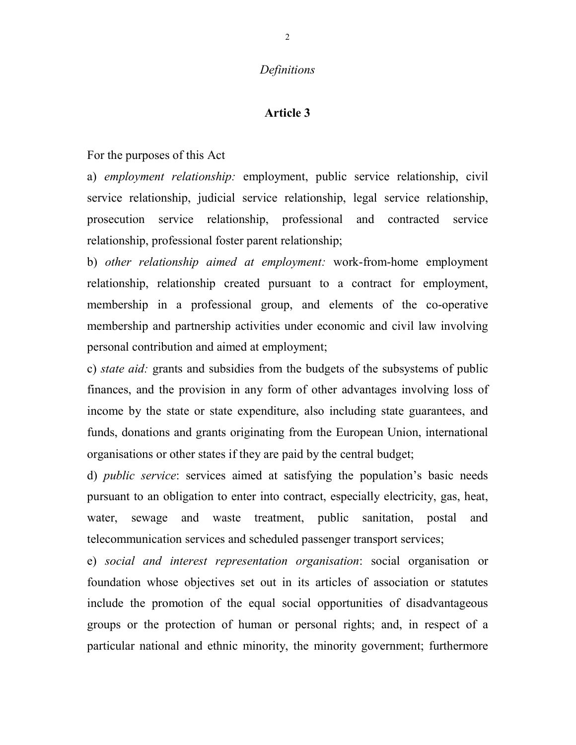*Definitions*

## Article 3

For the purposes of this Act

a) *employment relationship:* employment, public service relationship, civil service relationship, judicial service relationship, legal service relationship, prosecution service relationship, professional and contracted service relationship, professional foster parent relationship;

b) *other relationship aimed at employment:* work-from-home employment relationship, relationship created pursuant to a contract for employment, membership in a professional group, and elements of the co-operative membership and partnership activities under economic and civil law involving personal contribution and aimed at employment;

c) *state aid:* grants and subsidies from the budgets of the subsystems of public finances, and the provision in any form of other advantages involving loss of income by the state or state expenditure, also including state guarantees, and funds, donations and grants originating from the European Union, international organisations or other states if they are paid by the central budget;

d) *public service*: services aimed at satisfying the population's basic needs pursuant to an obligation to enter into contract, especially electricity, gas, heat, water, sewage and waste treatment, public sanitation, postal and telecommunication services and scheduled passenger transport services;

e) *social and interest representation organisation*: social organisation or foundation whose objectives set out in its articles of association or statutes include the promotion of the equal social opportunities of disadvantageous groups or the protection of human or personal rights; and, in respect of a particular national and ethnic minority, the minority government; furthermore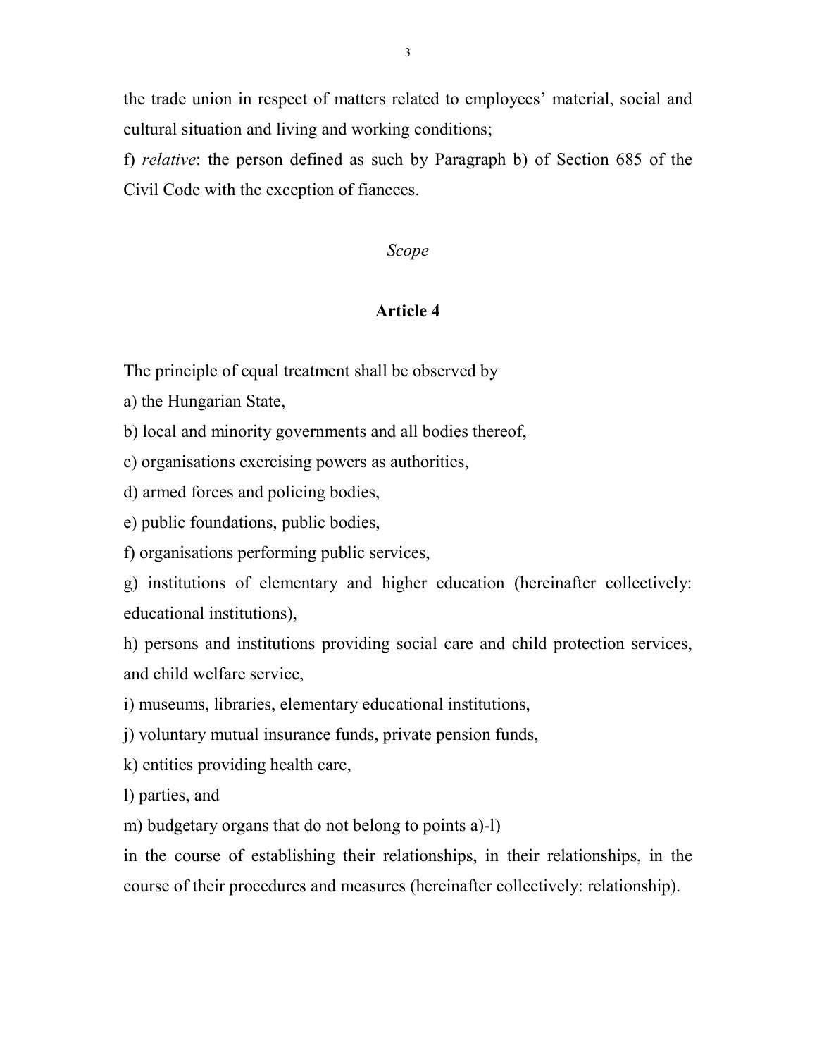the trade union in respect of matters related to employees' material, social and cultural situation and living and working conditions;

f) *relative*: the person defined as such by Paragraph b) of Section 685 of the Civil Code with the exception of fiancees.

*Scope*

**Article 4**

The principle of equal treatment shall be observed by

a) the Hungarian State,

b) local and minority governments and all bodies thereof,

c) organisations exercising powers as authorities,

d) armed forces and policing bodies,

e) public foundations, public bodies,

f) organisations performing public services,

g) institutions of elementary and higher education (hereinafter collectively: educational institutions),

h) persons and institutions providing social care and child protection services, and child welfare service,

i) museums, libraries, elementary educational institutions,

j) voluntary mutual insurance funds, private pension funds,

k) entities providing health care,

l) parties, and

m) budgetary organs that do not belong to points a)-l)

in the course of establishing their relationships, in their relationships, in the course of their procedures and measures (hereinafter collectively: relationship).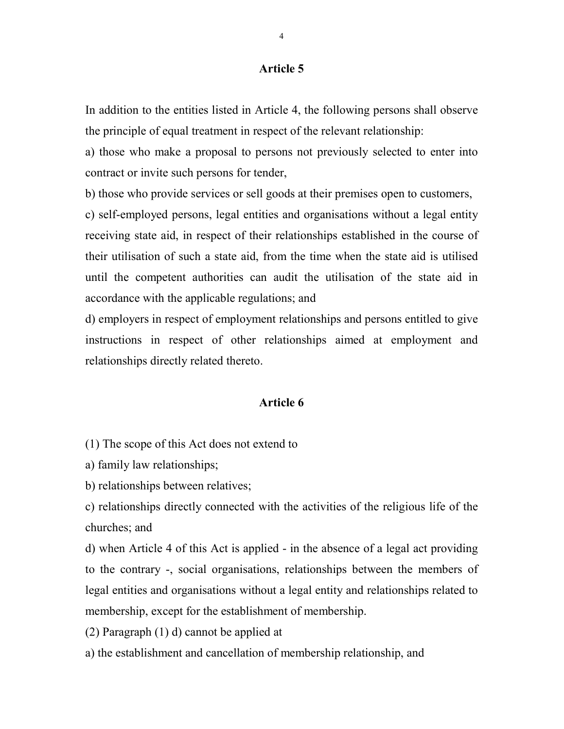## Article 5

In addition to the entities listed in Article 4, the following persons shall observe the principle of equal treatment in respect of the relevant relationship:

a) those who make a proposal to persons not previously selected to enter into contract or invite such persons for tender,

b) those who provide services or sell goods at their premises open to customers,

c) self-employed persons, legal entities and organisations without a legal entity receiving state aid, in respect of their relationships established in the course of their utilisation of such a state aid, from the time when the state aid is utilised until the competent authorities can audit the utilisation of the state aid in accordance with the applicable regulations; and

d) employers in respect of employment relationships and persons entitled to give instructions in respect of other relationships aimed at employment and relationships directly related thereto.

## Article 6

(1) The scope of this Act does not extend to

a) family law relationships;

b) relationships between relatives;

c) relationships directly connected with the activities of the religious life of the churches; and

d) when Article 4 of this Act is applied - in the absence of a legal act providing to the contrary -, social organisations, relationships between the members of legal entities and organisations without a legal entity and relationships related to membership, except for the establishment of membership.

(2) Paragraph (1) d) cannot be applied at

a) the establishment and cancellation of membership relationship, and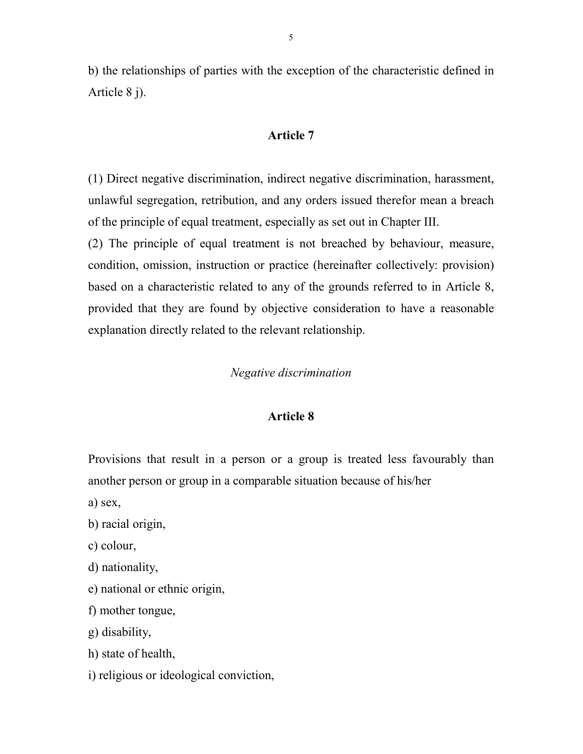b) the relationships of parties with the exception of the characteristic defined in Article 8 j).

## Article 7

(1) Direct negative discrimination, indirect negative discrimination, harassment, unlawful segregation, retribution, and any orders issued therefor mean a breach of the principle of equal treatment, especially as set out in Chapter III.

(2) The principle of equal treatment is not breached by behaviour, measure, condition, omission, instruction or practice (hereinafter collectively: provision) based on a characteristic related to any of the grounds referred to in Article 8, provided that they are found by objective consideration to have a reasonable explanation directly related to the relevant relationship.

*Negative discrimination*

## Article 8

Provisions that result in a person or a group is treated less favourably than another person or group in a comparable situation because of his/her

a) sex,

b) racial origin,

c) colour,

d) nationality,

e) national or ethnic origin,

f) mother tongue,

g) disability,

h) state of health,

i) religious or ideological conviction,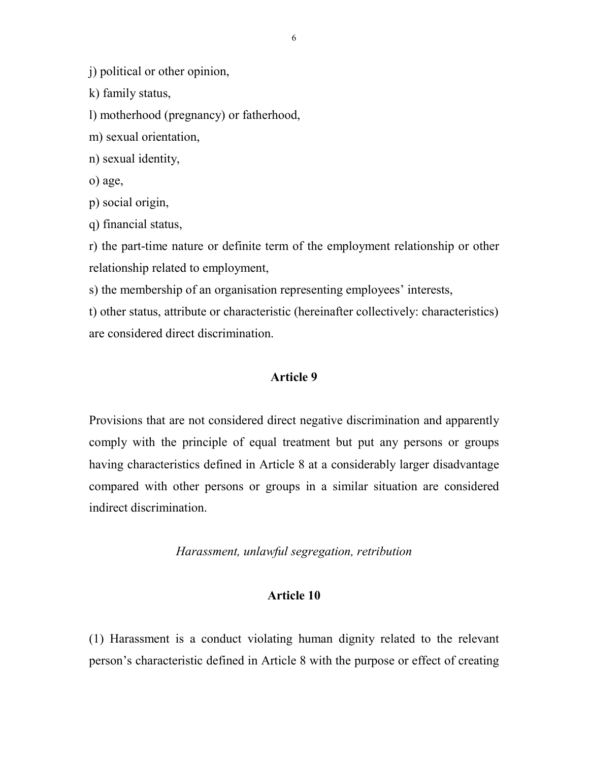j) political or other opinion,

k) family status,

l) motherhood (pregnancy) or fatherhood,

m) sexual orientation,

n) sexual identity,

o) age,

p) social origin,

q) financial status,

r) the part-time nature or definite term of the employment relationship or other relationship related to employment,

s) the membership of an organisation representing employees' interests,

t) other status, attribute or characteristic (hereinafter collectively: characteristics) are considered direct discrimination.

### Article 9

Provisions that are not considered direct negative discrimination and apparently comply with the principle of equal treatment but put any persons or groups having characteristics defined in Article 8 at a considerably larger disadvantage compared with other persons or groups in a similar situation are considered indirect discrimination.

*Harassment, unlawful segregation, retribution*

### Article 10

(1) Harassment is a conduct violating human dignity related to the relevant person's characteristic defined in Article 8 with the purpose or effect of creating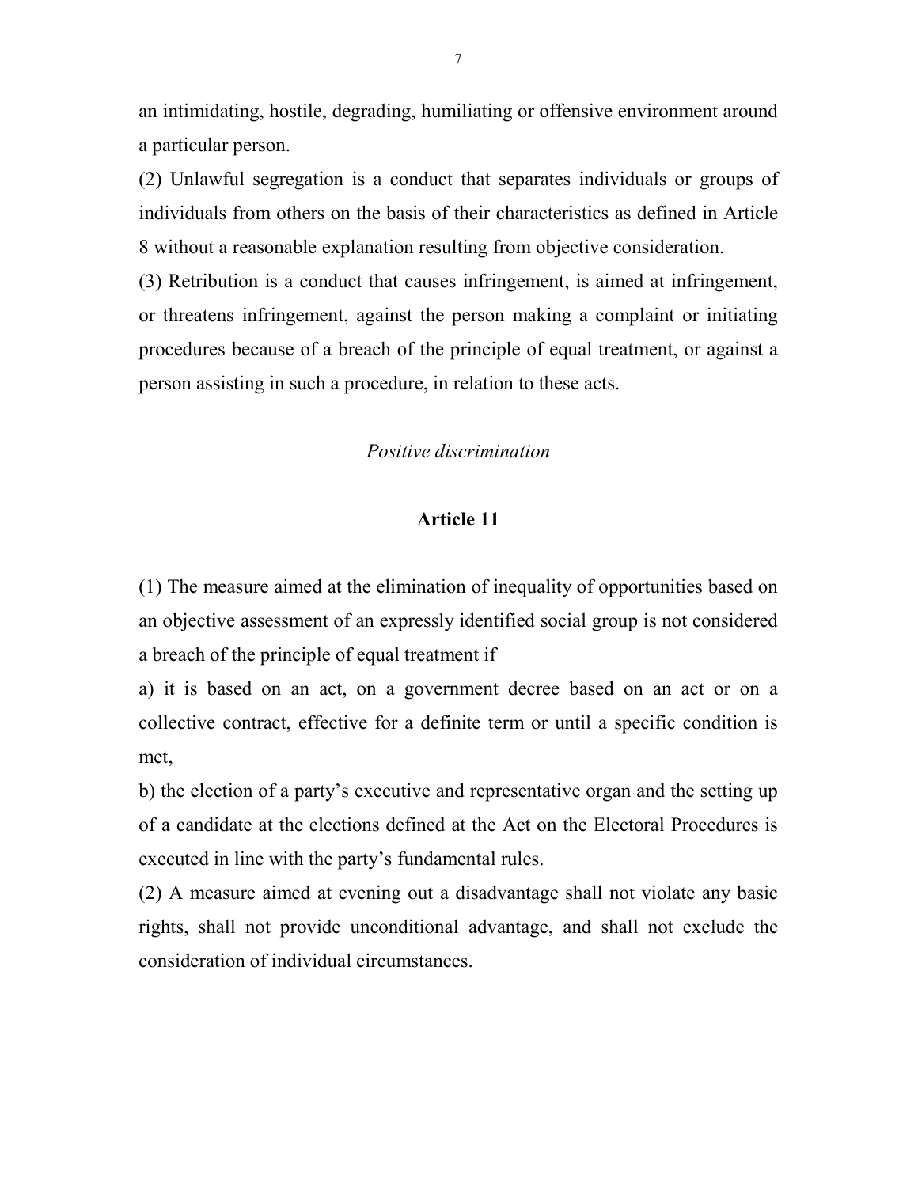an intimidating, hostile, degrading, humiliating or offensive environment around a particular person.

(2) Unlawful segregation is a conduct that separates individuals or groups of individuals from others on the basis of their characteristics as defined in Article 8 without a reasonable explanation resulting from objective consideration.

(3) Retribution is a conduct that causes infringement, is aimed at infringement, or threatens infringement, against the person making a complaint or initiating procedures because of a breach of the principle of equal treatment, or against a person assisting in such a procedure, in relation to these acts.

*Positive discrimination*

**Article 11**

(1) The measure aimed at the elimination of inequality of opportunities based on an objective assessment of an expressly identified social group is not considered a breach of the principle of equal treatment if

a) it is based on an act, on a government decree based on an act or on a collective contract, effective for a definite term or until a specific condition is met,

b) the election of a party's executive and representative organ and the setting up of a candidate at the elections defined at the Act on the Electoral Procedures is executed in line with the party's fundamental rules.

(2) A measure aimed at evening out a disadvantage shall not violate any basic rights, shall not provide unconditional advantage, and shall not exclude the consideration of individual circumstances.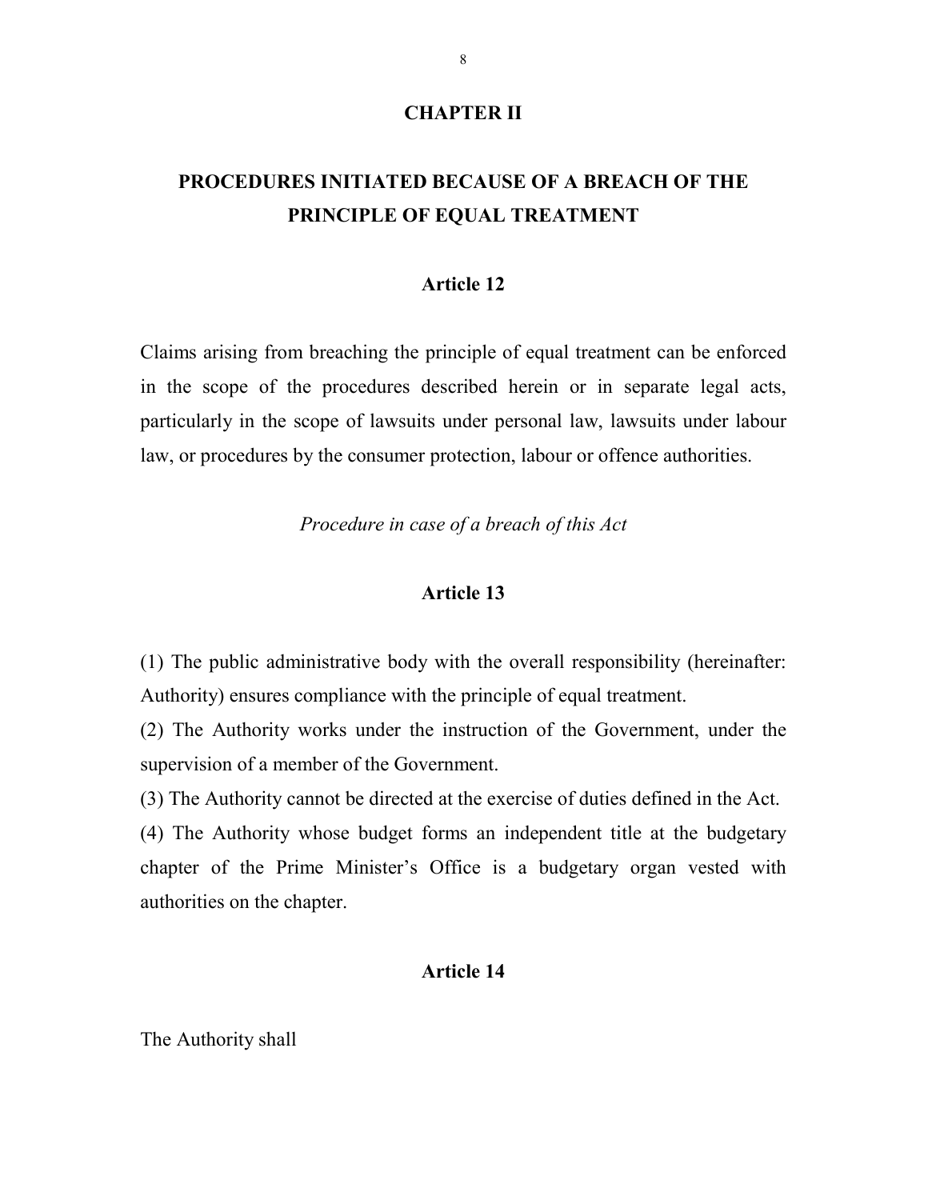## CHAPTER II

## PROCEDURES INITIATED BECAUSE OF A BREACH OF THE PRINCIPLE OF EQUAL TREATMENT

### Article 12

Claims arising from breaching the principle of equal treatment can be enforced in the scope of the procedures described herein or in separate legal acts, particularly in the scope of lawsuits under personal law, lawsuits under labour law, or procedures by the consumer protection, labour or offence authorities.

*Procedure in case of a breach of this Act*

### Article 13

(1) The public administrative body with the overall responsibility (hereinafter: Authority) ensures compliance with the principle of equal treatment.

(2) The Authority works under the instruction of the Government, under the supervision of a member of the Government.

(3) The Authority cannot be directed at the exercise of duties defined in the Act.

(4) The Authority whose budget forms an independent title at the budgetary chapter of the Prime Minister's Office is a budgetary organ vested with authorities on the chapter.

### Article 14

The Authority shall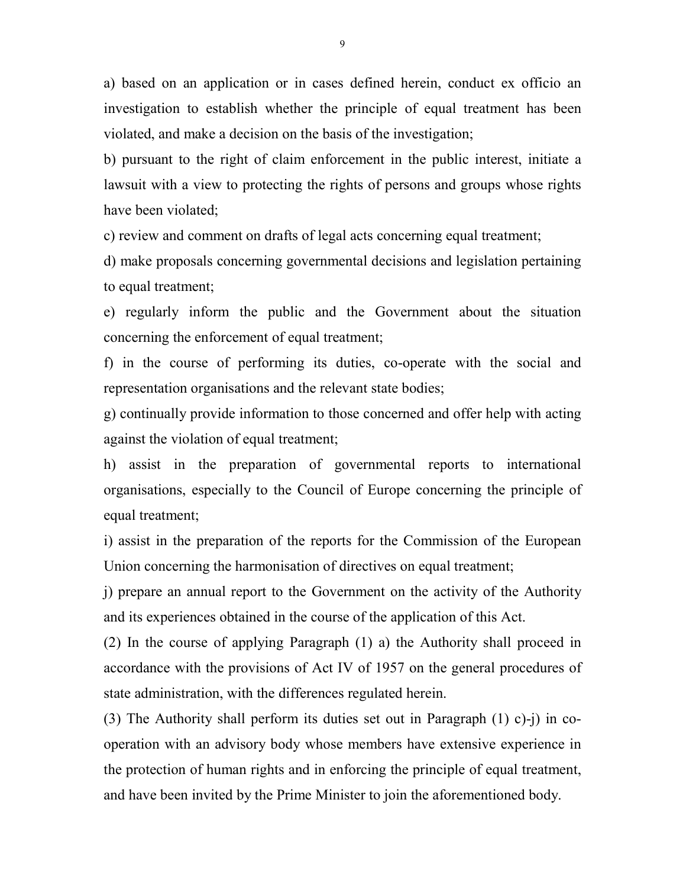a) based on an application or in cases defined herein, conduct ex officio an investigation to establish whether the principle of equal treatment has been violated, and make a decision on the basis of the investigation;

b) pursuant to the right of claim enforcement in the public interest, initiate a lawsuit with a view to protecting the rights of persons and groups whose rights have been violated;

c) review and comment on drafts of legal acts concerning equal treatment;

d) make proposals concerning governmental decisions and legislation pertaining to equal treatment;

e) regularly inform the public and the Government about the situation concerning the enforcement of equal treatment;

f) in the course of performing its duties, co-operate with the social and representation organisations and the relevant state bodies;

g) continually provide information to those concerned and offer help with acting against the violation of equal treatment;

h) assist in the preparation of governmental reports to international organisations, especially to the Council of Europe concerning the principle of equal treatment;

i) assist in the preparation of the reports for the Commission of the European Union concerning the harmonisation of directives on equal treatment;

j) prepare an annual report to the Government on the activity of the Authority and its experiences obtained in the course of the application of this Act.

(2) In the course of applying Paragraph (1) a) the Authority shall proceed in accordance with the provisions of Act IV of 1957 on the general procedures of state administration, with the differences regulated herein.

(3) The Authority shall perform its duties set out in Paragraph (1) c)-j) in co-operation with an advisory body whose members have extensive experience in the protection of human rights and in enforcing the principle of equal treatment, and have been invited by the Prime Minister to join the aforementioned body.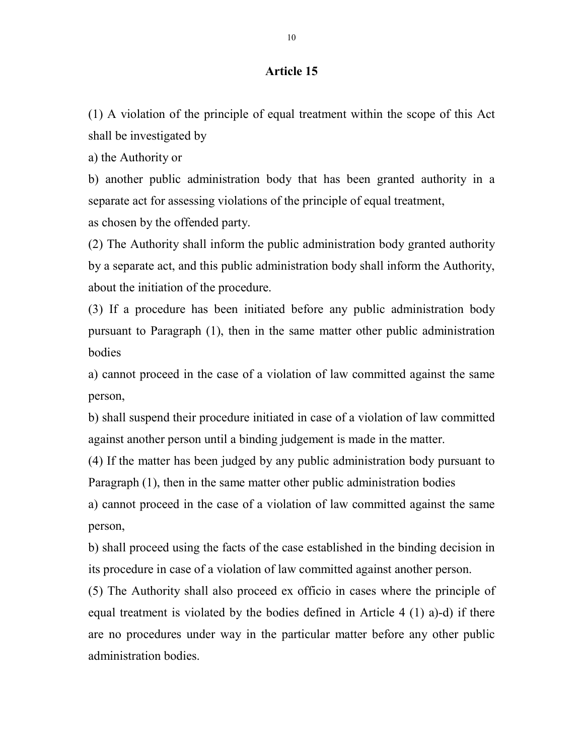## Article 15

(1) A violation of the principle of equal treatment within the scope of this Act shall be investigated by

a) the Authority or

b) another public administration body that has been granted authority in a separate act for assessing violations of the principle of equal treatment,

as chosen by the offended party.

(2) The Authority shall inform the public administration body granted authority by a separate act, and this public administration body shall inform the Authority, about the initiation of the procedure.

(3) If a procedure has been initiated before any public administration body pursuant to Paragraph (1), then in the same matter other public administration bodies

a) cannot proceed in the case of a violation of law committed against the same person,

b) shall suspend their procedure initiated in case of a violation of law committed against another person until a binding judgement is made in the matter.

(4) If the matter has been judged by any public administration body pursuant to Paragraph (1), then in the same matter other public administration bodies

a) cannot proceed in the case of a violation of law committed against the same person,

b) shall proceed using the facts of the case established in the binding decision in its procedure in case of a violation of law committed against another person.

(5) The Authority shall also proceed ex officio in cases where the principle of equal treatment is violated by the bodies defined in Article 4 (1) a)-d) if there are no procedures under way in the particular matter before any other public administration bodies.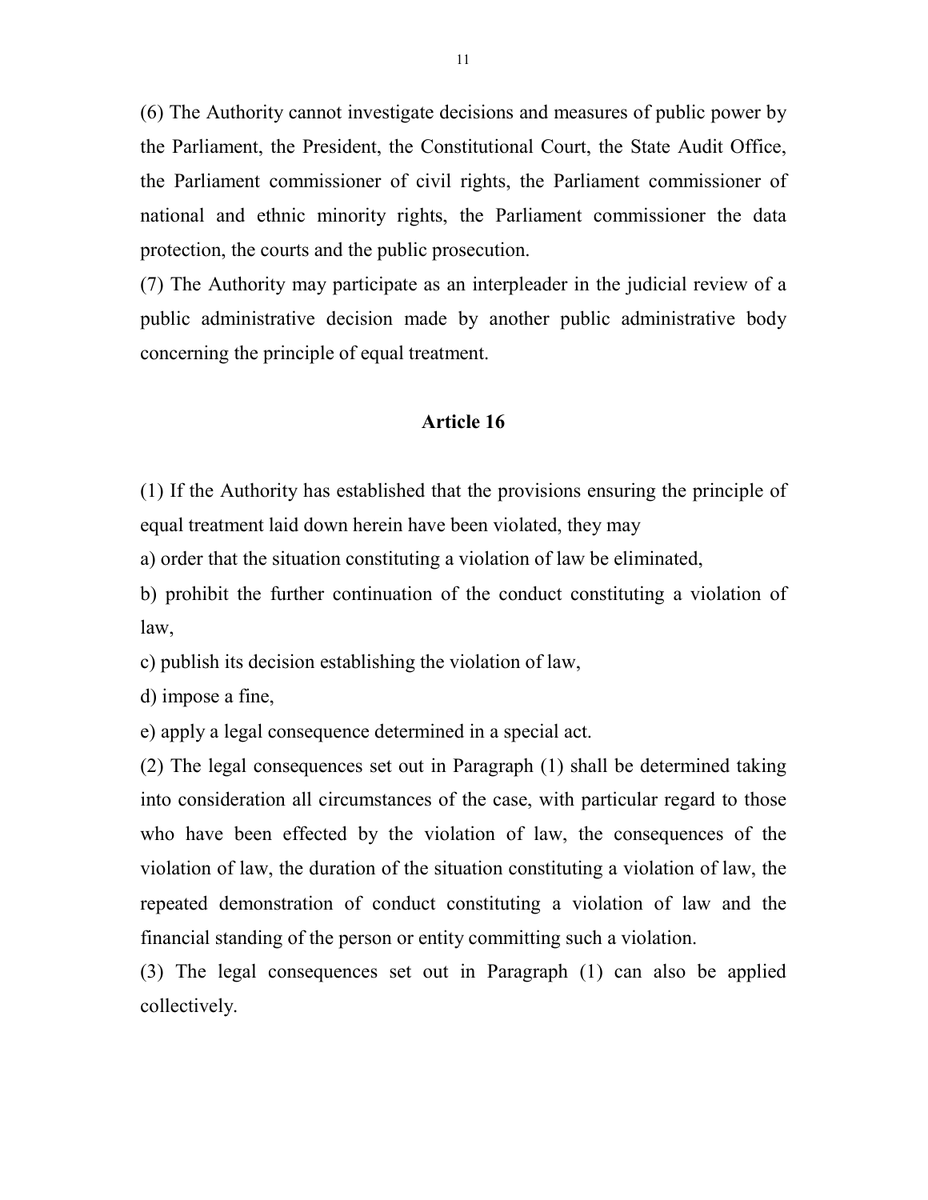(6) The Authority cannot investigate decisions and measures of public power by the Parliament, the President, the Constitutional Court, the State Audit Office, the Parliament commissioner of civil rights, the Parliament commissioner of national and ethnic minority rights, the Parliament commissioner the data protection, the courts and the public prosecution.

(7) The Authority may participate as an interpleader in the judicial review of a public administrative decision made by another public administrative body concerning the principle of equal treatment.

## Article 16

(1) If the Authority has established that the provisions ensuring the principle of equal treatment laid down herein have been violated, they may

a) order that the situation constituting a violation of law be eliminated,

b) prohibit the further continuation of the conduct constituting a violation of law,

c) publish its decision establishing the violation of law,

d) impose a fine,

e) apply a legal consequence determined in a special act.

(2) The legal consequences set out in Paragraph (1) shall be determined taking into consideration all circumstances of the case, with particular regard to those who have been effected by the violation of law, the consequences of the violation of law, the duration of the situation constituting a violation of law, the repeated demonstration of conduct constituting a violation of law and the financial standing of the person or entity committing such a violation.

(3) The legal consequences set out in Paragraph (1) can also be applied collectively.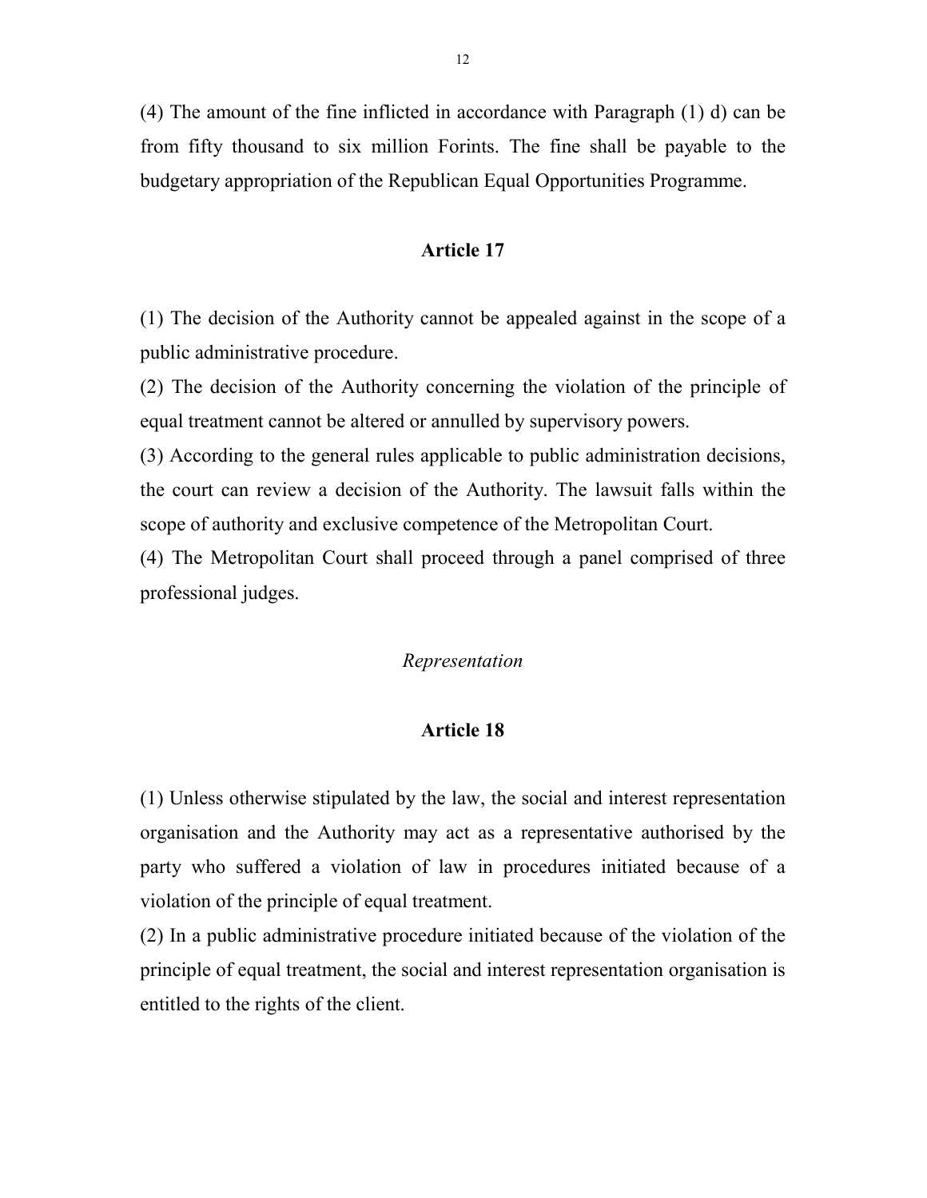(4) The amount of the fine inflicted in accordance with Paragraph (1) d) can be from fifty thousand to six million Forints. The fine shall be payable to the budgetary appropriation of the Republican Equal Opportunities Programme.

## Article 17

(1) The decision of the Authority cannot be appealed against in the scope of a public administrative procedure.

(2) The decision of the Authority concerning the violation of the principle of equal treatment cannot be altered or annulled by supervisory powers.

(3) According to the general rules applicable to public administration decisions, the court can review a decision of the Authority. The lawsuit falls within the scope of authority and exclusive competence of the Metropolitan Court.

(4) The Metropolitan Court shall proceed through a panel comprised of three professional judges.

*Representation*

## Article 18

(1) Unless otherwise stipulated by the law, the social and interest representation organisation and the Authority may act as a representative authorised by the party who suffered a violation of law in procedures initiated because of a violation of the principle of equal treatment.

(2) In a public administrative procedure initiated because of the violation of the principle of equal treatment, the social and interest representation organisation is entitled to the rights of the client.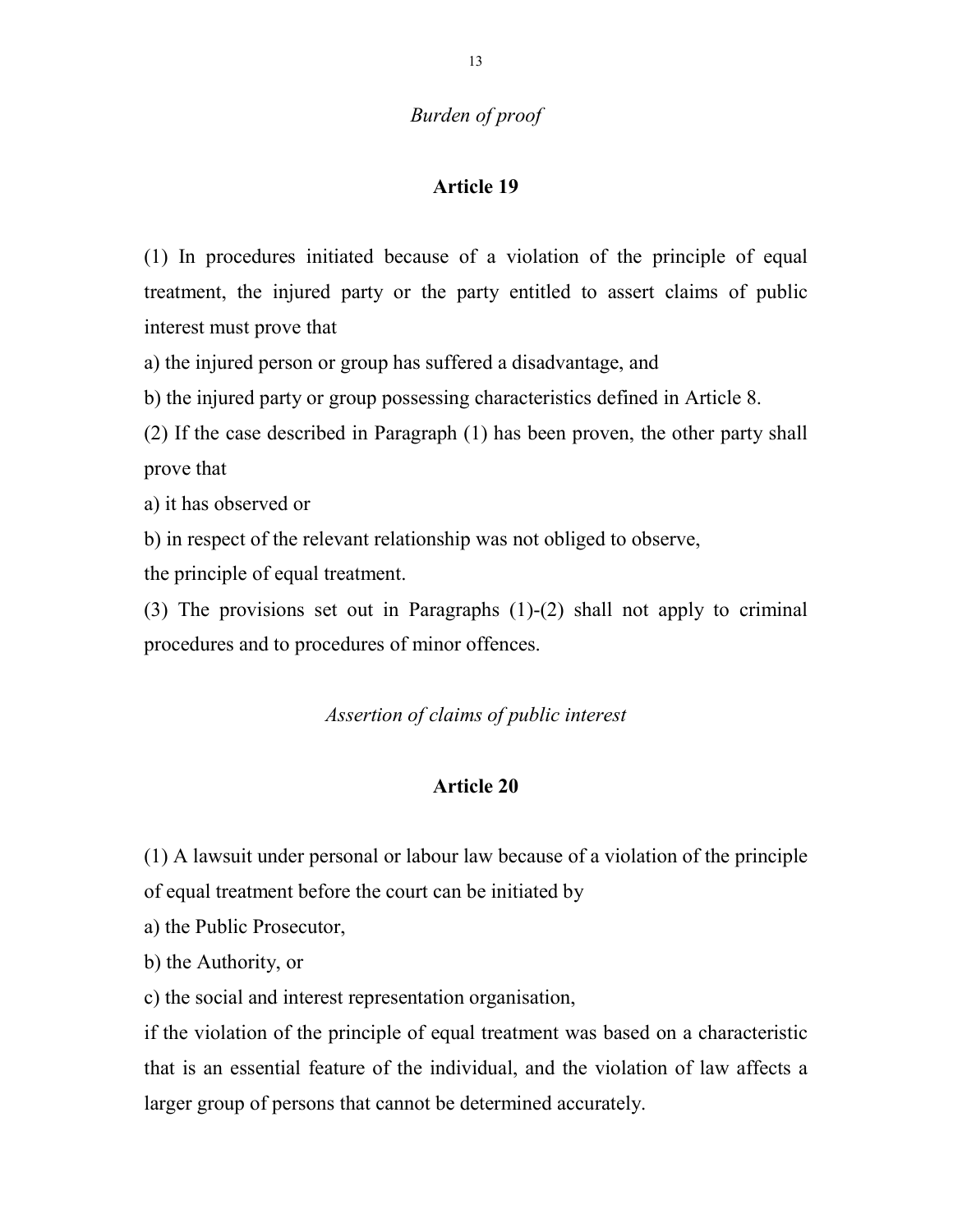*Burden of proof*

## Article 19

(1) In procedures initiated because of a violation of the principle of equal treatment, the injured party or the party entitled to assert claims of public interest must prove that

a) the injured person or group has suffered a disadvantage, and

b) the injured party or group possessing characteristics defined in Article 8.

(2) If the case described in Paragraph (1) has been proven, the other party shall prove that

a) it has observed or

b) in respect of the relevant relationship was not obliged to observe,

the principle of equal treatment.

(3) The provisions set out in Paragraphs (1)-(2) shall not apply to criminal procedures and to procedures of minor offences.

*Assertion of claims of public interest*

## Article 20

(1) A lawsuit under personal or labour law because of a violation of the principle of equal treatment before the court can be initiated by

a) the Public Prosecutor,

b) the Authority, or

c) the social and interest representation organisation,

if the violation of the principle of equal treatment was based on a characteristic that is an essential feature of the individual, and the violation of law affects a larger group of persons that cannot be determined accurately.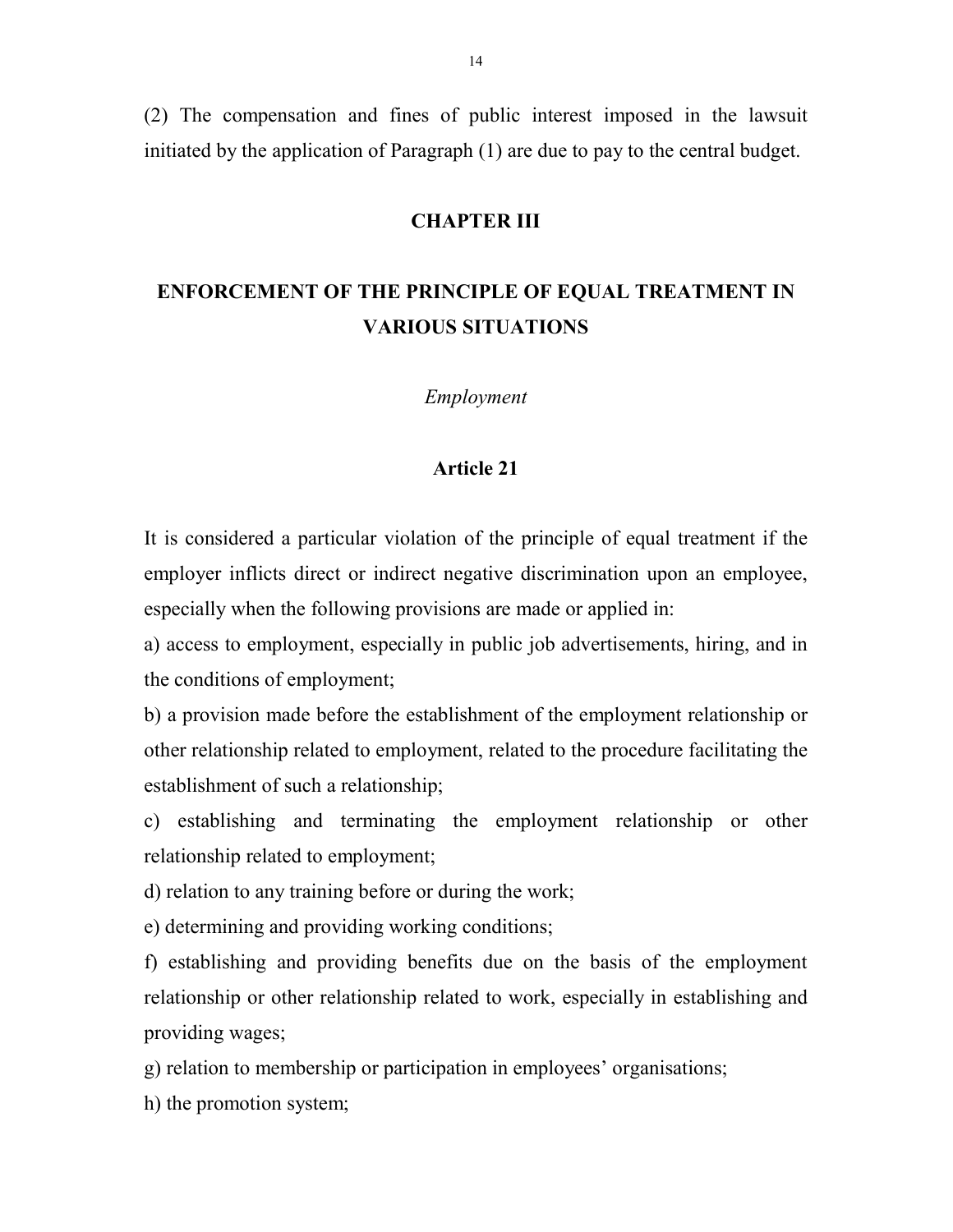(2) The compensation and fines of public interest imposed in the lawsuit initiated by the application of Paragraph (1) are due to pay to the central budget.

## CHAPTER III

## ENFORCEMENT OF THE PRINCIPLE OF EQUAL TREATMENT IN VARIOUS SITUATIONS

*Employment*

### Article 21

It is considered a particular violation of the principle of equal treatment if the employer inflicts direct or indirect negative discrimination upon an employee, especially when the following provisions are made or applied in:

a) access to employment, especially in public job advertisements, hiring, and in the conditions of employment;

b) a provision made before the establishment of the employment relationship or other relationship related to employment, related to the procedure facilitating the establishment of such a relationship;

c) establishing and terminating the employment relationship or other relationship related to employment;

d) relation to any training before or during the work;

e) determining and providing working conditions;

f) establishing and providing benefits due on the basis of the employment relationship or other relationship related to work, especially in establishing and providing wages;

g) relation to membership or participation in employees' organisations;

h) the promotion system;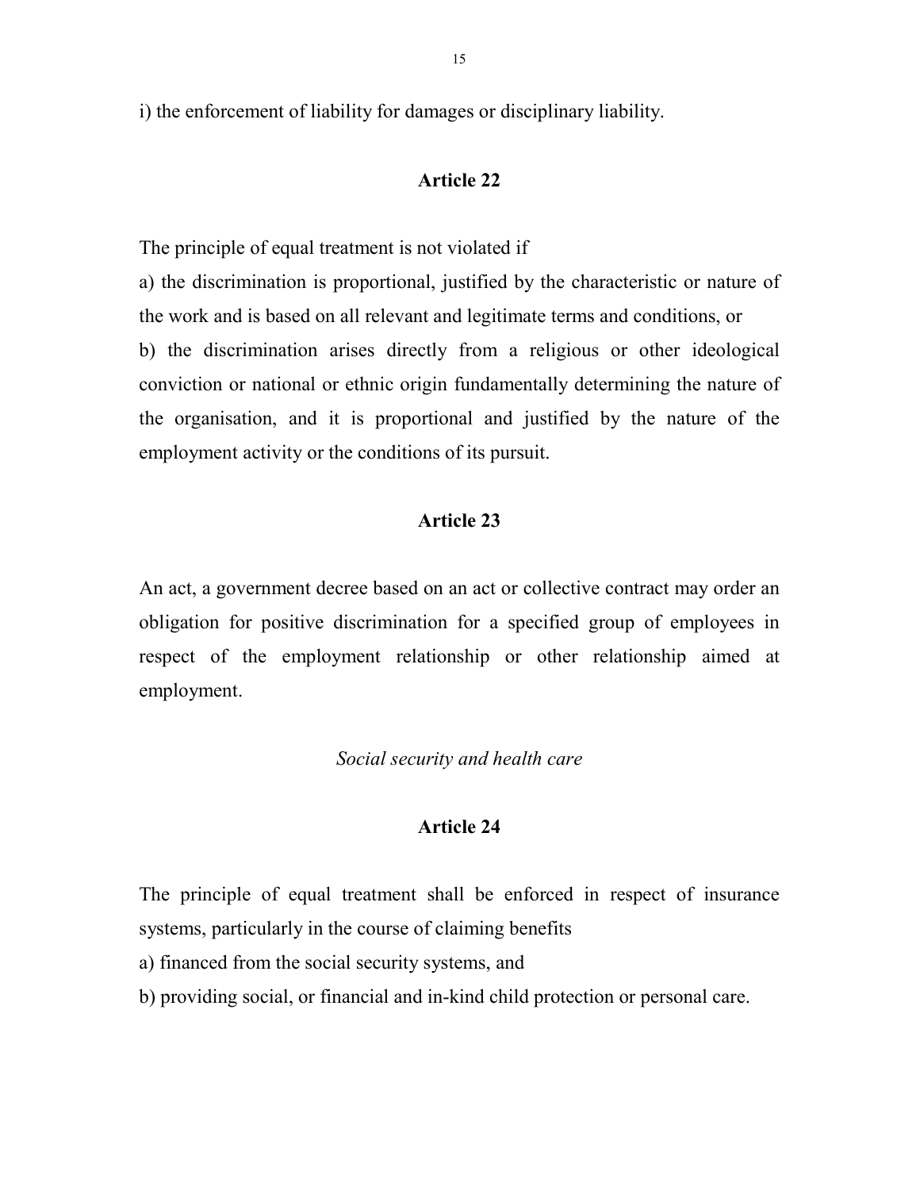i) the enforcement of liability for damages or disciplinary liability.

## Article 22

The principle of equal treatment is not violated if

a) the discrimination is proportional, justified by the characteristic or nature of the work and is based on all relevant and legitimate terms and conditions, or

b) the discrimination arises directly from a religious or other ideological conviction or national or ethnic origin fundamentally determining the nature of the organisation, and it is proportional and justified by the nature of the employment activity or the conditions of its pursuit.

## Article 23

An act, a government decree based on an act or collective contract may order an obligation for positive discrimination for a specified group of employees in respect of the employment relationship or other relationship aimed at employment.

*Social security and health care*

## Article 24

The principle of equal treatment shall be enforced in respect of insurance systems, particularly in the course of claiming benefits

a) financed from the social security systems, and

b) providing social, or financial and in-kind child protection or personal care.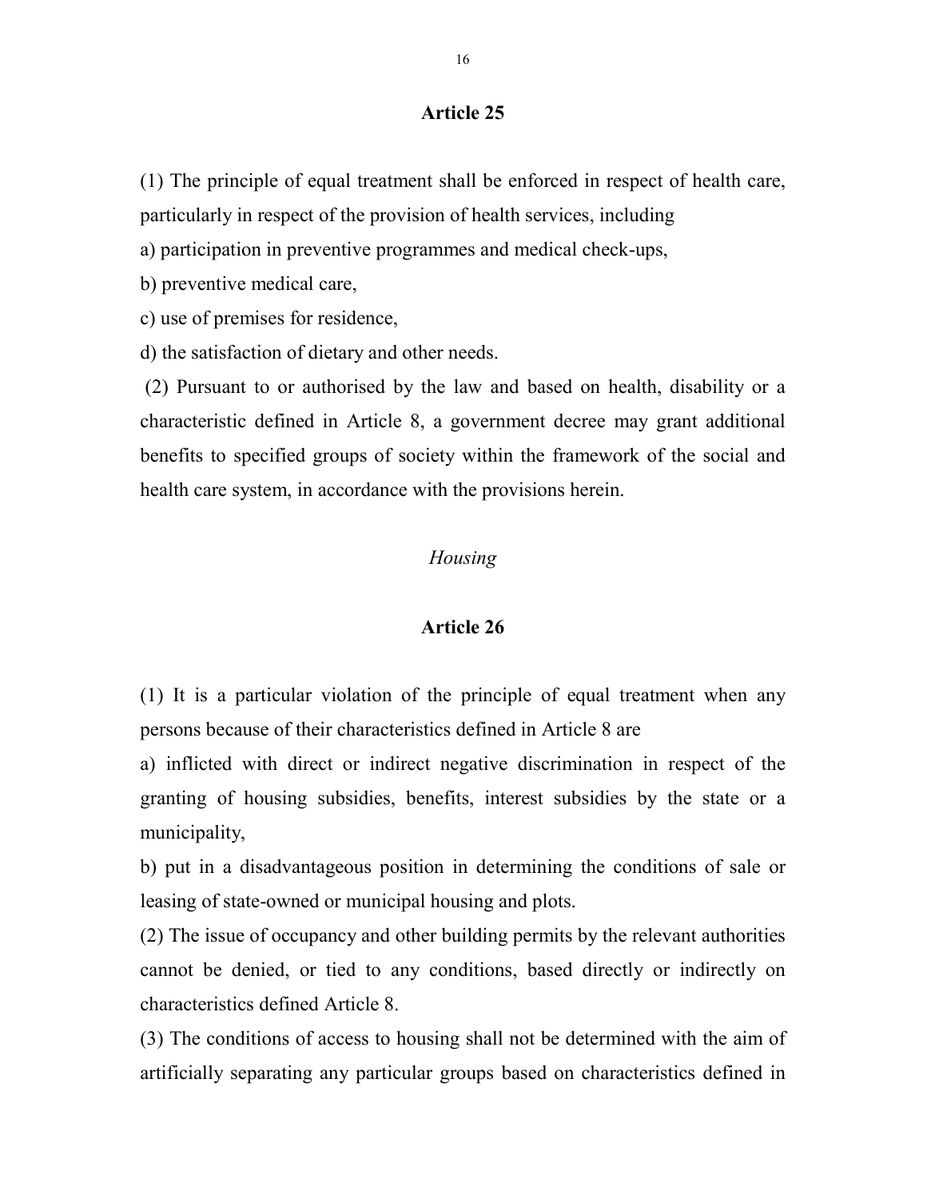### Article 25

(1) The principle of equal treatment shall be enforced in respect of health care, particularly in respect of the provision of health services, including

a) participation in preventive programmes and medical check-ups,

b) preventive medical care,

c) use of premises for residence,

d) the satisfaction of dietary and other needs.

(2) Pursuant to or authorised by the law and based on health, disability or a characteristic defined in Article 8, a government decree may grant additional benefits to specified groups of society within the framework of the social and health care system, in accordance with the provisions herein.

*Housing*

### Article 26

(1) It is a particular violation of the principle of equal treatment when any persons because of their characteristics defined in Article 8 are

a) inflicted with direct or indirect negative discrimination in respect of the granting of housing subsidies, benefits, interest subsidies by the state or a municipality,

b) put in a disadvantageous position in determining the conditions of sale or leasing of state-owned or municipal housing and plots.

(2) The issue of occupancy and other building permits by the relevant authorities cannot be denied, or tied to any conditions, based directly or indirectly on characteristics defined Article 8.

(3) The conditions of access to housing shall not be determined with the aim of artificially separating any particular groups based on characteristics defined in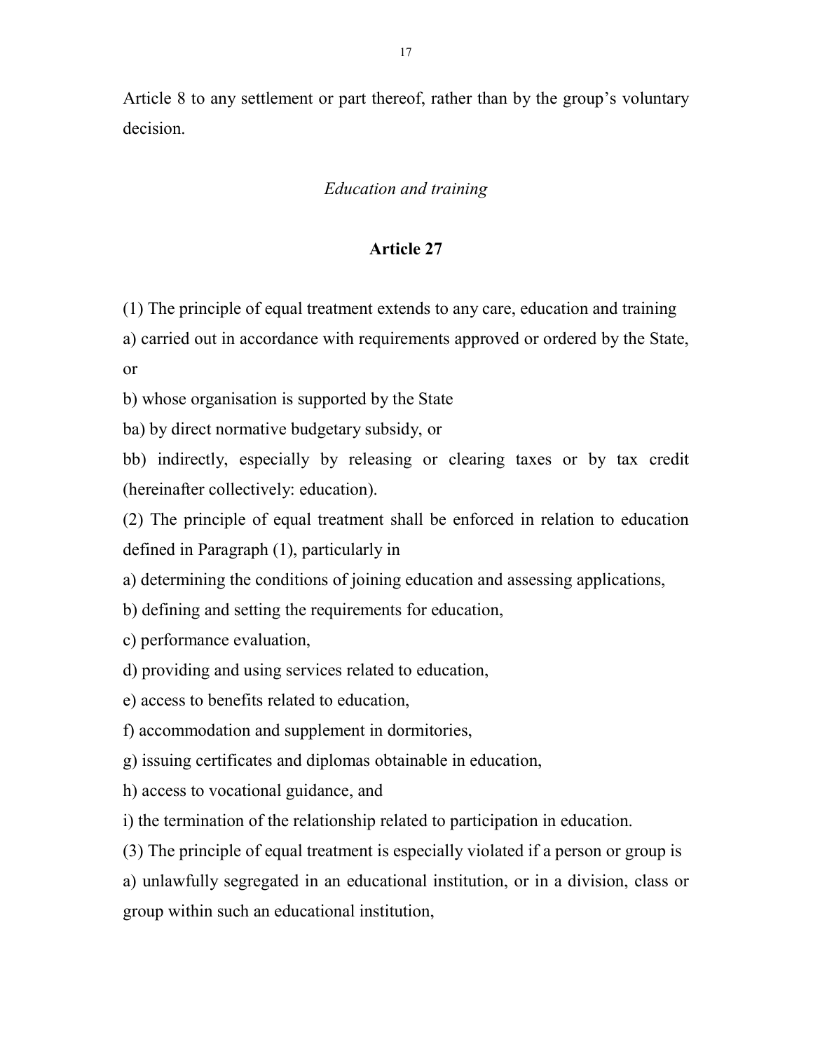Article 8 to any settlement or part thereof, rather than by the group's voluntary decision.

*Education and training*

**Article 27**

(1) The principle of equal treatment extends to any care, education and training

a) carried out in accordance with requirements approved or ordered by the State, or

b) whose organisation is supported by the State

ba) by direct normative budgetary subsidy, or

bb) indirectly, especially by releasing or clearing taxes or by tax credit (hereinafter collectively: education).

(2) The principle of equal treatment shall be enforced in relation to education defined in Paragraph (1), particularly in

a) determining the conditions of joining education and assessing applications,

b) defining and setting the requirements for education,

c) performance evaluation,

d) providing and using services related to education,

e) access to benefits related to education,

f) accommodation and supplement in dormitories,

g) issuing certificates and diplomas obtainable in education,

h) access to vocational guidance, and

i) the termination of the relationship related to participation in education.

(3) The principle of equal treatment is especially violated if a person or group is

a) unlawfully segregated in an educational institution, or in a division, class or group within such an educational institution,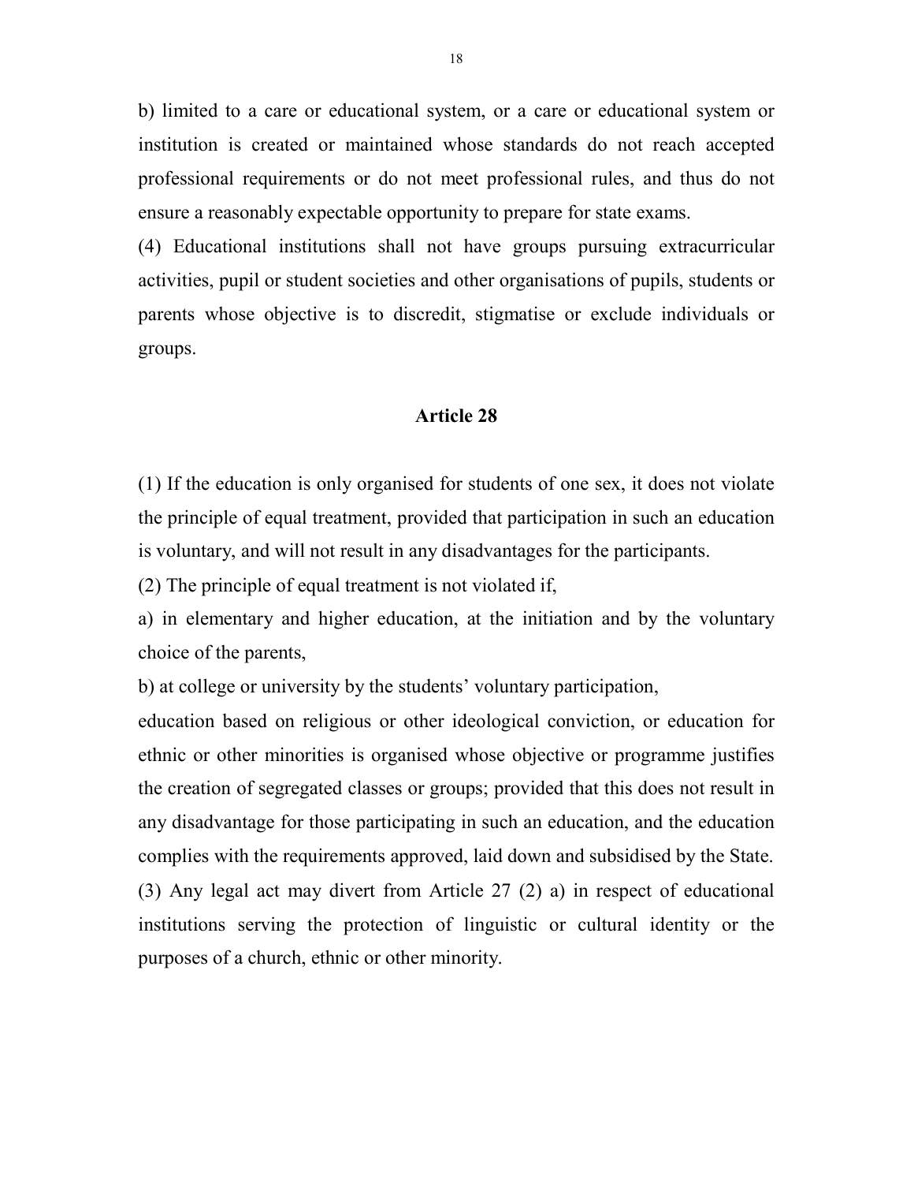b) limited to a care or educational system, or a care or educational system or institution is created or maintained whose standards do not reach accepted professional requirements or do not meet professional rules, and thus do not ensure a reasonably expectable opportunity to prepare for state exams.

(4) Educational institutions shall not have groups pursuing extracurricular activities, pupil or student societies and other organisations of pupils, students or parents whose objective is to discredit, stigmatise or exclude individuals or groups.

## Article 28

(1) If the education is only organised for students of one sex, it does not violate the principle of equal treatment, provided that participation in such an education is voluntary, and will not result in any disadvantages for the participants.

(2) The principle of equal treatment is not violated if,

a) in elementary and higher education, at the initiation and by the voluntary choice of the parents,

b) at college or university by the students' voluntary participation,

education based on religious or other ideological conviction, or education for ethnic or other minorities is organised whose objective or programme justifies the creation of segregated classes or groups; provided that this does not result in any disadvantage for those participating in such an education, and the education complies with the requirements approved, laid down and subsidised by the State.

(3) Any legal act may divert from Article 27 (2) a) in respect of educational institutions serving the protection of linguistic or cultural identity or the purposes of a church, ethnic or other minority.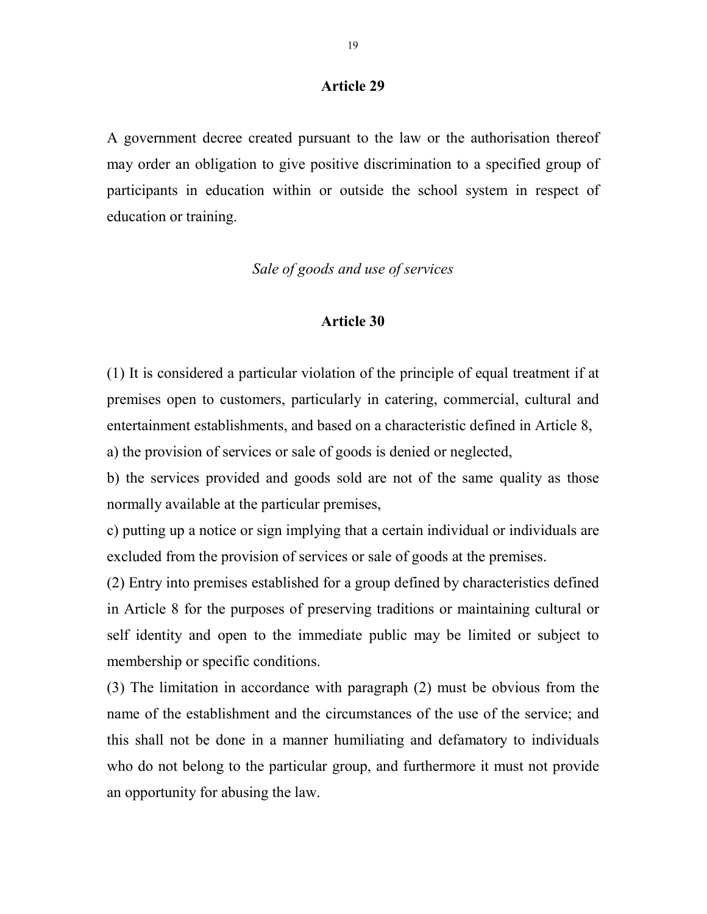### Article 29

A government decree created pursuant to the law or the authorisation thereof may order an obligation to give positive discrimination to a specified group of participants in education within or outside the school system in respect of education or training.

*Sale of goods and use of services*

### Article 30

(1) It is considered a particular violation of the principle of equal treatment if at premises open to customers, particularly in catering, commercial, cultural and entertainment establishments, and based on a characteristic defined in Article 8,

a) the provision of services or sale of goods is denied or neglected,

b) the services provided and goods sold are not of the same quality as those normally available at the particular premises,

c) putting up a notice or sign implying that a certain individual or individuals are excluded from the provision of services or sale of goods at the premises.

(2) Entry into premises established for a group defined by characteristics defined in Article 8 for the purposes of preserving traditions or maintaining cultural or self identity and open to the immediate public may be limited or subject to membership or specific conditions.

(3) The limitation in accordance with paragraph (2) must be obvious from the name of the establishment and the circumstances of the use of the service; and this shall not be done in a manner humiliating and defamatory to individuals who do not belong to the particular group, and furthermore it must not provide an opportunity for abusing the law.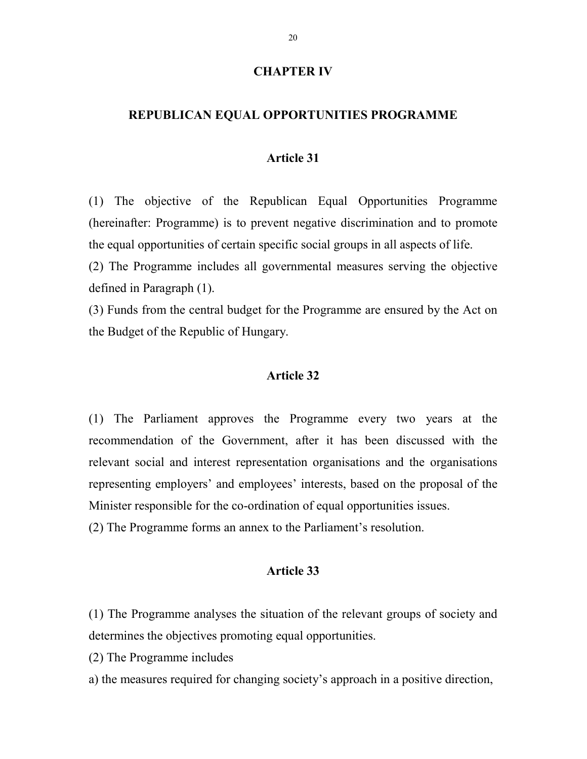## CHAPTER IV

## REPUBLICAN EQUAL OPPORTUNITIES PROGRAMME

### Article 31

(1) The objective of the Republican Equal Opportunities Programme (hereinafter: Programme) is to prevent negative discrimination and to promote the equal opportunities of certain specific social groups in all aspects of life.

(2) The Programme includes all governmental measures serving the objective defined in Paragraph (1).

(3) Funds from the central budget for the Programme are ensured by the Act on the Budget of the Republic of Hungary.

### Article 32

(1) The Parliament approves the Programme every two years at the recommendation of the Government, after it has been discussed with the relevant social and interest representation organisations and the organisations representing employers' and employees' interests, based on the proposal of the Minister responsible for the co-ordination of equal opportunities issues.

(2) The Programme forms an annex to the Parliament's resolution.

### Article 33

(1) The Programme analyses the situation of the relevant groups of society and determines the objectives promoting equal opportunities.

(2) The Programme includes

a) the measures required for changing society's approach in a positive direction,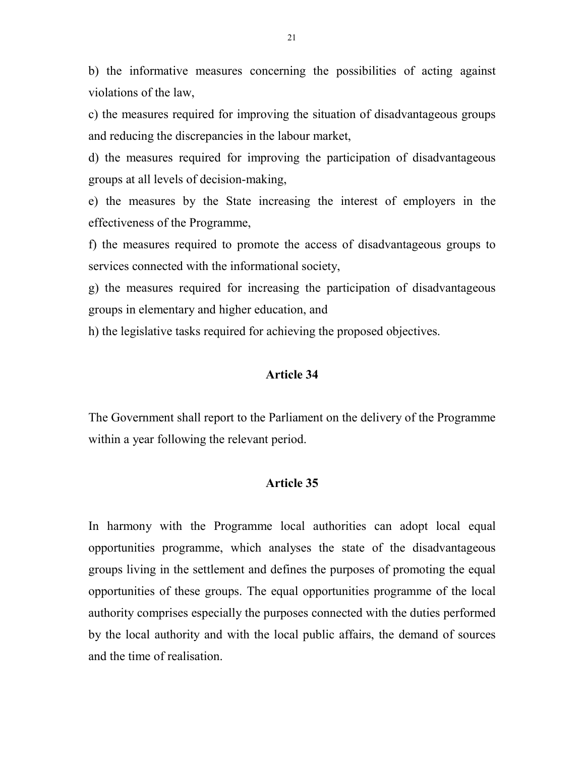b) the informative measures concerning the possibilities of acting against violations of the law,

c) the measures required for improving the situation of disadvantageous groups and reducing the discrepancies in the labour market,

d) the measures required for improving the participation of disadvantageous groups at all levels of decision-making,

e) the measures by the State increasing the interest of employers in the effectiveness of the Programme,

f) the measures required to promote the access of disadvantageous groups to services connected with the informational society,

g) the measures required for increasing the participation of disadvantageous groups in elementary and higher education, and

h) the legislative tasks required for achieving the proposed objectives.

## Article 34

The Government shall report to the Parliament on the delivery of the Programme within a year following the relevant period.

## Article 35

In harmony with the Programme local authorities can adopt local equal opportunities programme, which analyses the state of the disadvantageous groups living in the settlement and defines the purposes of promoting the equal opportunities of these groups. The equal opportunities programme of the local authority comprises especially the purposes connected with the duties performed by the local authority and with the local public affairs, the demand of sources and the time of realisation.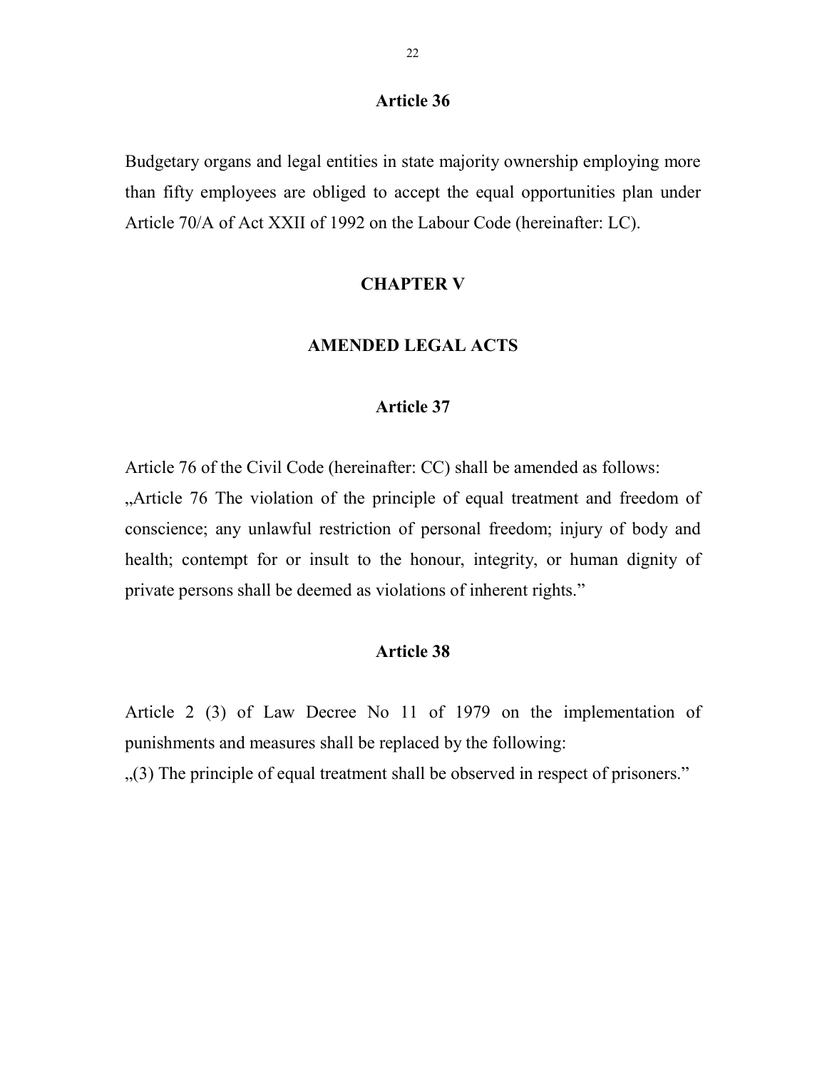### Article 36

Budgetary organs and legal entities in state majority ownership employing more than fifty employees are obliged to accept the equal opportunities plan under Article 70/A of Act XXII of 1992 on the Labour Code (hereinafter: LC).

## CHAPTER V

## AMENDED LEGAL ACTS

### Article 37

Article 76 of the Civil Code (hereinafter: CC) shall be amended as follows:
„Article 76 The violation of the principle of equal treatment and freedom of conscience; any unlawful restriction of personal freedom; injury of body and health; contempt for or insult to the honour, integrity, or human dignity of private persons shall be deemed as violations of inherent rights."

### Article 38

Article 2 (3) of Law Decree No 11 of 1979 on the implementation of punishments and measures shall be replaced by the following:
„(3) The principle of equal treatment shall be observed in respect of prisoners."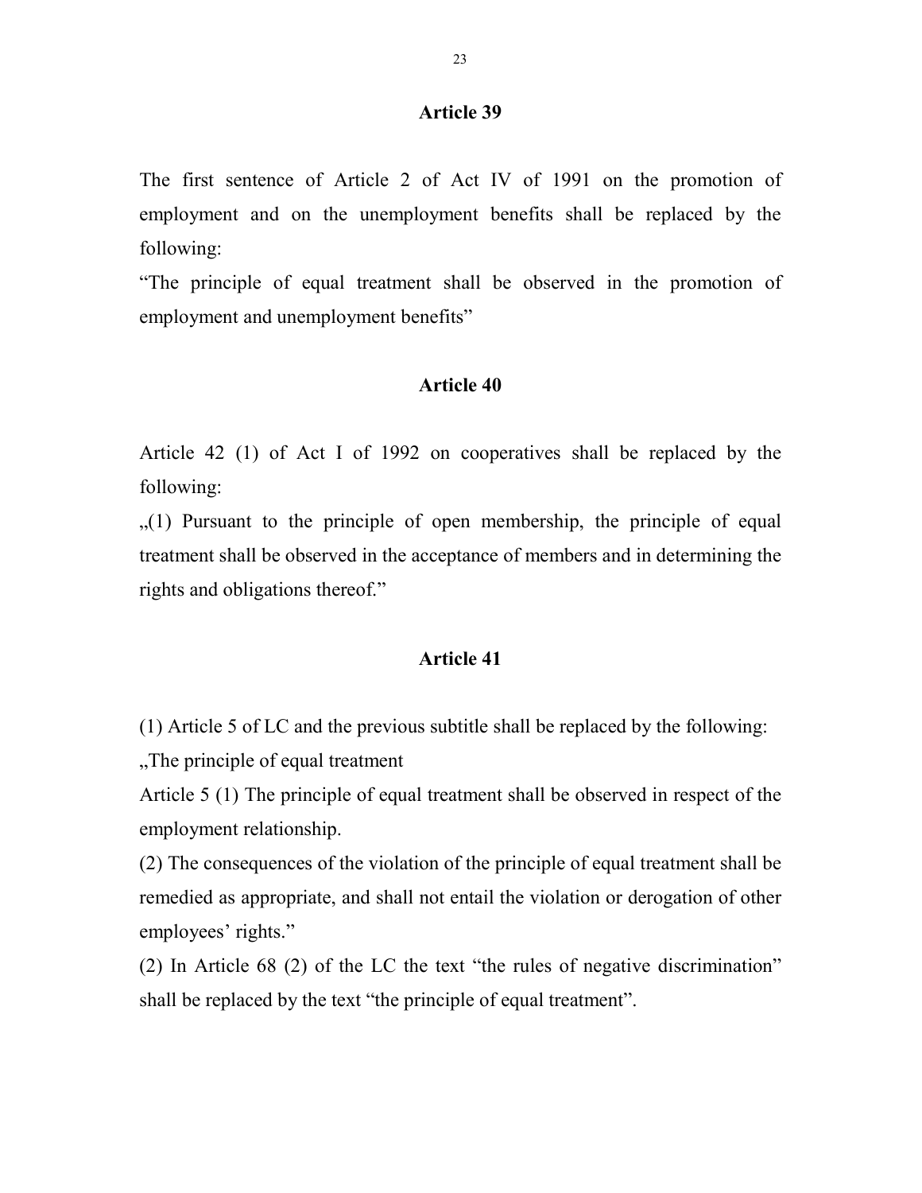## Article 39

The first sentence of Article 2 of Act IV of 1991 on the promotion of employment and on the unemployment benefits shall be replaced by the following:

"The principle of equal treatment shall be observed in the promotion of employment and unemployment benefits"

## Article 40

Article 42 (1) of Act I of 1992 on cooperatives shall be replaced by the following:

„(1) Pursuant to the principle of open membership, the principle of equal treatment shall be observed in the acceptance of members and in determining the rights and obligations thereof."

## Article 41

(1) Article 5 of LC and the previous subtitle shall be replaced by the following:

„The principle of equal treatment

Article 5 (1) The principle of equal treatment shall be observed in respect of the employment relationship.

(2) The consequences of the violation of the principle of equal treatment shall be remedied as appropriate, and shall not entail the violation or derogation of other employees' rights."

(2) In Article 68 (2) of the LC the text "the rules of negative discrimination" shall be replaced by the text "the principle of equal treatment".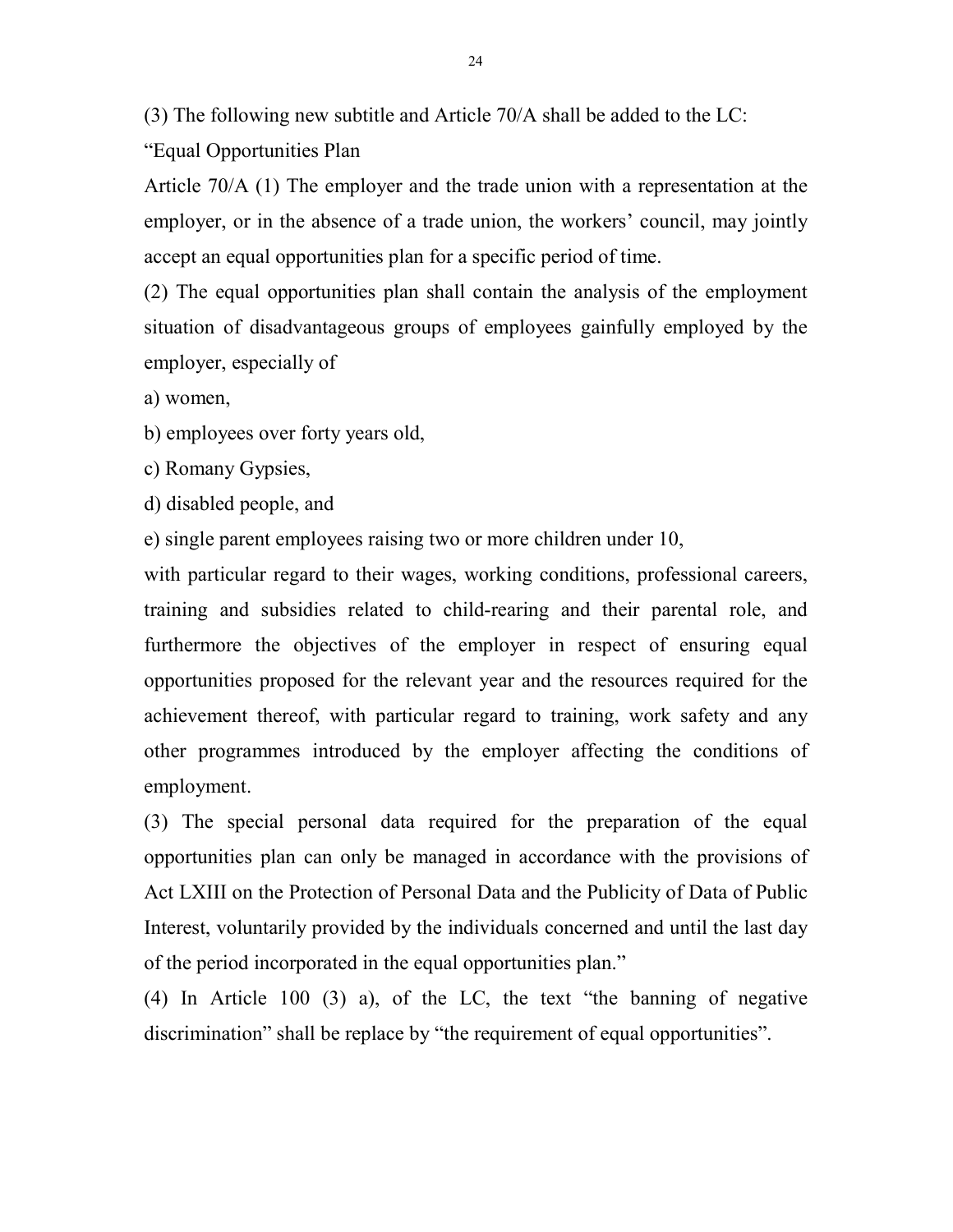(3) The following new subtitle and Article 70/A shall be added to the LC:

"Equal Opportunities Plan

Article 70/A (1) The employer and the trade union with a representation at the employer, or in the absence of a trade union, the workers' council, may jointly accept an equal opportunities plan for a specific period of time.

(2) The equal opportunities plan shall contain the analysis of the employment situation of disadvantageous groups of employees gainfully employed by the employer, especially of

a) women,

b) employees over forty years old,

c) Romany Gypsies,

d) disabled people, and

e) single parent employees raising two or more children under 10,

with particular regard to their wages, working conditions, professional careers, training and subsidies related to child-rearing and their parental role, and furthermore the objectives of the employer in respect of ensuring equal opportunities proposed for the relevant year and the resources required for the achievement thereof, with particular regard to training, work safety and any other programmes introduced by the employer affecting the conditions of employment.

(3) The special personal data required for the preparation of the equal opportunities plan can only be managed in accordance with the provisions of Act LXIII on the Protection of Personal Data and the Publicity of Data of Public Interest, voluntarily provided by the individuals concerned and until the last day of the period incorporated in the equal opportunities plan."

(4) In Article 100 (3) a), of the LC, the text "the banning of negative discrimination" shall be replace by "the requirement of equal opportunities".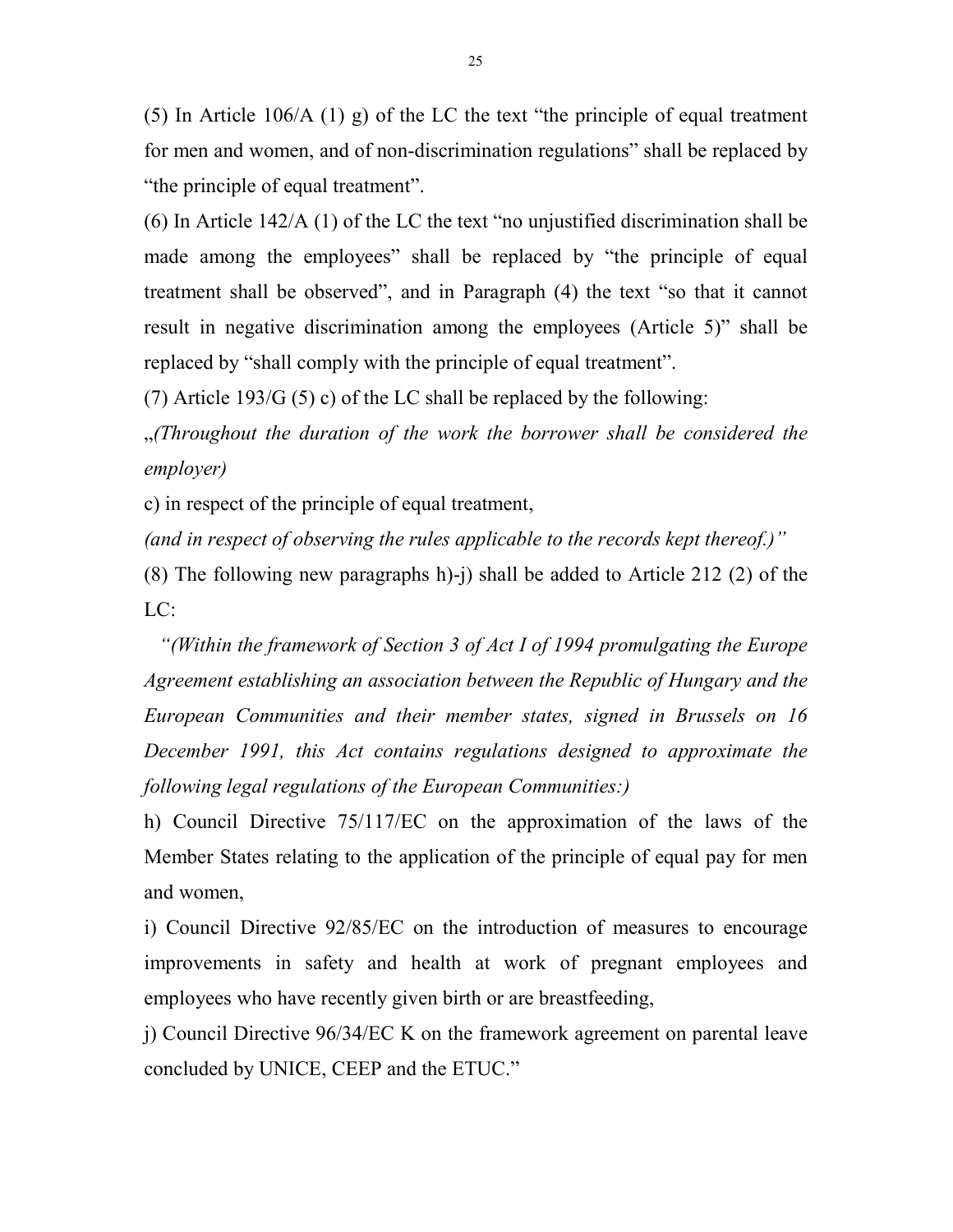(5) In Article 106/A (1) g) of the LC the text "the principle of equal treatment for men and women, and of non-discrimination regulations" shall be replaced by "the principle of equal treatment".

(6) In Article 142/A (1) of the LC the text "no unjustified discrimination shall be made among the employees" shall be replaced by "the principle of equal treatment shall be observed", and in Paragraph (4) the text "so that it cannot result in negative discrimination among the employees (Article 5)" shall be replaced by "shall comply with the principle of equal treatment".

(7) Article 193/G (5) c) of the LC shall be replaced by the following:

„*(Throughout the duration of the work the borrower shall be considered the employer)*

c) in respect of the principle of equal treatment,

*(and in respect of observing the rules applicable to the records kept thereof.)"*

(8) The following new paragraphs h)-j) shall be added to Article 212 (2) of the LC:

*"(Within the framework of Section 3 of Act I of 1994 promulgating the Europe Agreement establishing an association between the Republic of Hungary and the European Communities and their member states, signed in Brussels on 16 December 1991, this Act contains regulations designed to approximate the following legal regulations of the European Communities:)*

h) Council Directive 75/117/EC on the approximation of the laws of the Member States relating to the application of the principle of equal pay for men and women,

i) Council Directive 92/85/EC on the introduction of measures to encourage improvements in safety and health at work of pregnant employees and employees who have recently given birth or are breastfeeding,

j) Council Directive 96/34/EC K on the framework agreement on parental leave concluded by UNICE, CEEP and the ETUC."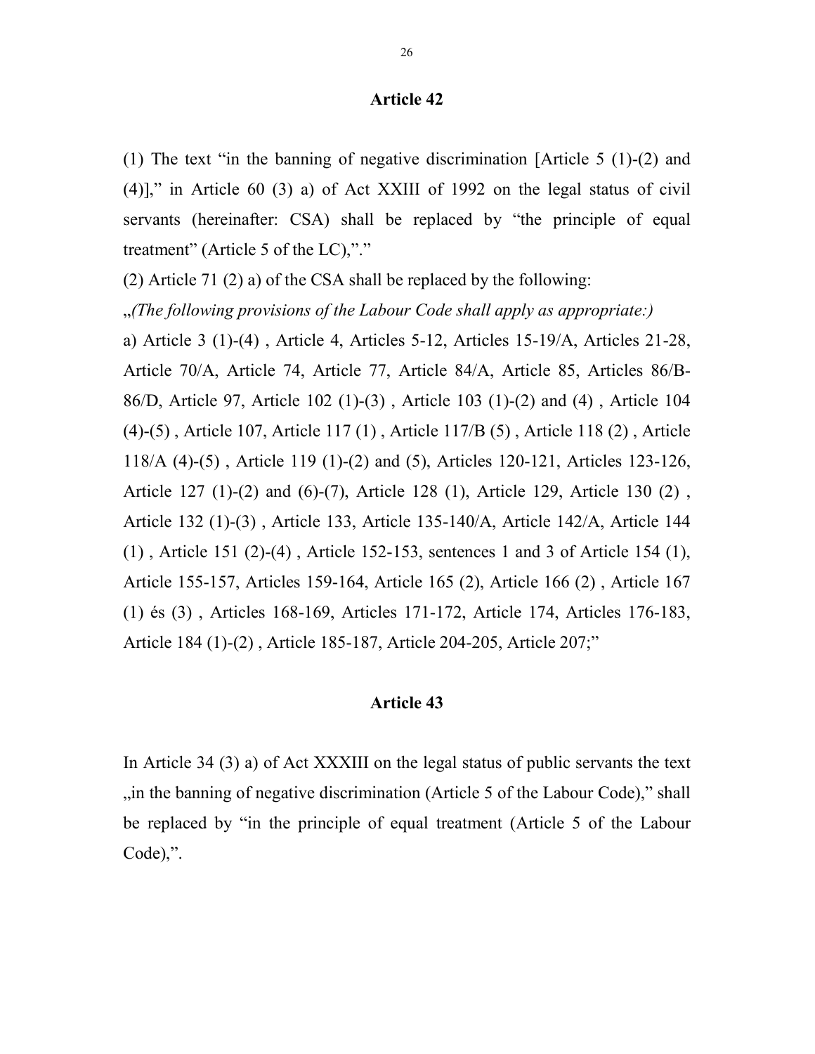## Article 42

(1) The text “in the banning of negative discrimination [Article 5 (1)-(2) and (4)],” in Article 60 (3) a) of Act XXIII of 1992 on the legal status of civil servants (hereinafter: CSA) shall be replaced by “the principle of equal treatment” (Article 5 of the LC),”.”

(2) Article 71 (2) a) of the CSA shall be replaced by the following:

„*(The following provisions of the Labour Code shall apply as appropriate:)*

a) Article 3 (1)-(4) , Article 4, Articles 5-12, Articles 15-19/A, Articles 21-28, Article 70/A, Article 74, Article 77, Article 84/A, Article 85, Articles 86/B-86/D, Article 97, Article 102 (1)-(3) , Article 103 (1)-(2) and (4) , Article 104 (4)-(5) , Article 107, Article 117 (1) , Article 117/B (5) , Article 118 (2) , Article 118/A (4)-(5) , Article 119 (1)-(2) and (5), Articles 120-121, Articles 123-126, Article 127 (1)-(2) and (6)-(7), Article 128 (1), Article 129, Article 130 (2) , Article 132 (1)-(3) , Article 133, Article 135-140/A, Article 142/A, Article 144 (1) , Article 151 (2)-(4) , Article 152-153, sentences 1 and 3 of Article 154 (1), Article 155-157, Articles 159-164, Article 165 (2), Article 166 (2) , Article 167 (1) és (3) , Articles 168-169, Articles 171-172, Article 174, Articles 176-183, Article 184 (1)-(2) , Article 185-187, Article 204-205, Article 207;”

## Article 43

In Article 34 (3) a) of Act XXXIII on the legal status of public servants the text „in the banning of negative discrimination (Article 5 of the Labour Code),” shall be replaced by “in the principle of equal treatment (Article 5 of the Labour Code),”.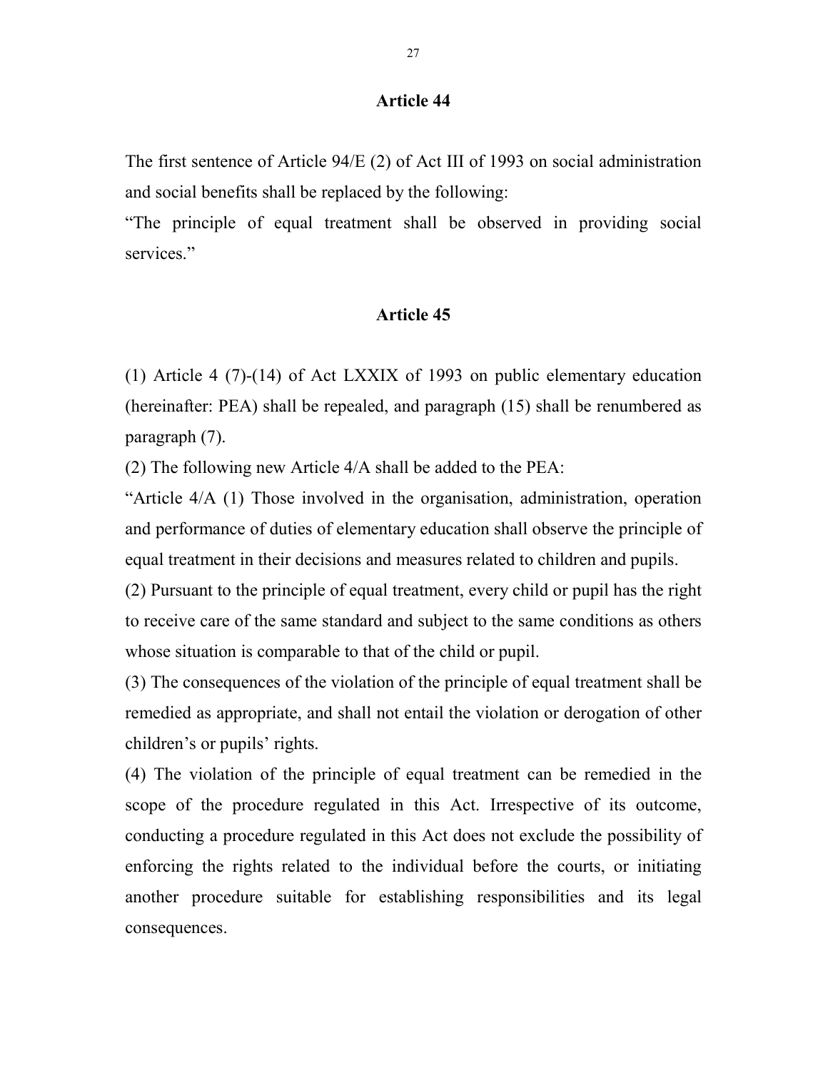## Article 44

The first sentence of Article 94/E (2) of Act III of 1993 on social administration and social benefits shall be replaced by the following:

"The principle of equal treatment shall be observed in providing social services."

## Article 45

(1) Article 4 (7)-(14) of Act LXXIX of 1993 on public elementary education (hereinafter: PEA) shall be repealed, and paragraph (15) shall be renumbered as paragraph (7).

(2) The following new Article 4/A shall be added to the PEA:

"Article 4/A (1) Those involved in the organisation, administration, operation and performance of duties of elementary education shall observe the principle of equal treatment in their decisions and measures related to children and pupils.

(2) Pursuant to the principle of equal treatment, every child or pupil has the right to receive care of the same standard and subject to the same conditions as others whose situation is comparable to that of the child or pupil.

(3) The consequences of the violation of the principle of equal treatment shall be remedied as appropriate, and shall not entail the violation or derogation of other children's or pupils' rights.

(4) The violation of the principle of equal treatment can be remedied in the scope of the procedure regulated in this Act. Irrespective of its outcome, conducting a procedure regulated in this Act does not exclude the possibility of enforcing the rights related to the individual before the courts, or initiating another procedure suitable for establishing responsibilities and its legal consequences.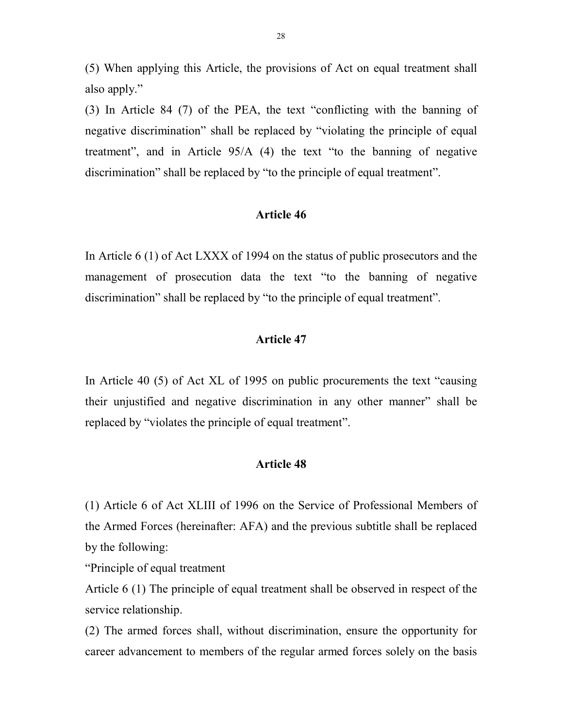(5) When applying this Article, the provisions of Act on equal treatment shall also apply."

(3) In Article 84 (7) of the PEA, the text "conflicting with the banning of negative discrimination" shall be replaced by "violating the principle of equal treatment", and in Article 95/A (4) the text "to the banning of negative discrimination" shall be replaced by "to the principle of equal treatment".

## Article 46

In Article 6 (1) of Act LXXX of 1994 on the status of public prosecutors and the management of prosecution data the text "to the banning of negative discrimination" shall be replaced by "to the principle of equal treatment".

## Article 47

In Article 40 (5) of Act XL of 1995 on public procurements the text "causing their unjustified and negative discrimination in any other manner" shall be replaced by "violates the principle of equal treatment".

## Article 48

(1) Article 6 of Act XLIII of 1996 on the Service of Professional Members of the Armed Forces (hereinafter: AFA) and the previous subtitle shall be replaced by the following:

"Principle of equal treatment

Article 6 (1) The principle of equal treatment shall be observed in respect of the service relationship.

(2) The armed forces shall, without discrimination, ensure the opportunity for career advancement to members of the regular armed forces solely on the basis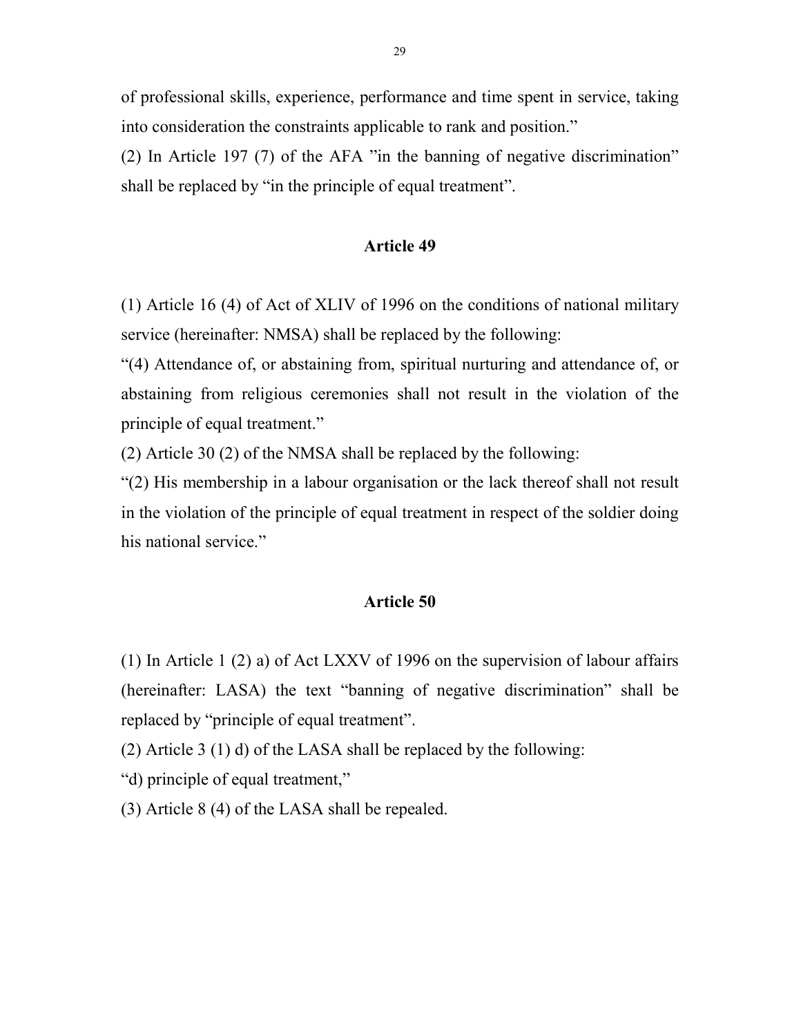of professional skills, experience, performance and time spent in service, taking into consideration the constraints applicable to rank and position."

(2) In Article 197 (7) of the AFA "in the banning of negative discrimination" shall be replaced by "in the principle of equal treatment".

### Article 49

(1) Article 16 (4) of Act of XLIV of 1996 on the conditions of national military service (hereinafter: NMSA) shall be replaced by the following:

"(4) Attendance of, or abstaining from, spiritual nurturing and attendance of, or abstaining from religious ceremonies shall not result in the violation of the principle of equal treatment."

(2) Article 30 (2) of the NMSA shall be replaced by the following:

"(2) His membership in a labour organisation or the lack thereof shall not result in the violation of the principle of equal treatment in respect of the soldier doing his national service."

### Article 50

(1) In Article 1 (2) a) of Act LXXV of 1996 on the supervision of labour affairs (hereinafter: LASA) the text "banning of negative discrimination" shall be replaced by "principle of equal treatment".

(2) Article 3 (1) d) of the LASA shall be replaced by the following:

"d) principle of equal treatment,"

(3) Article 8 (4) of the LASA shall be repealed.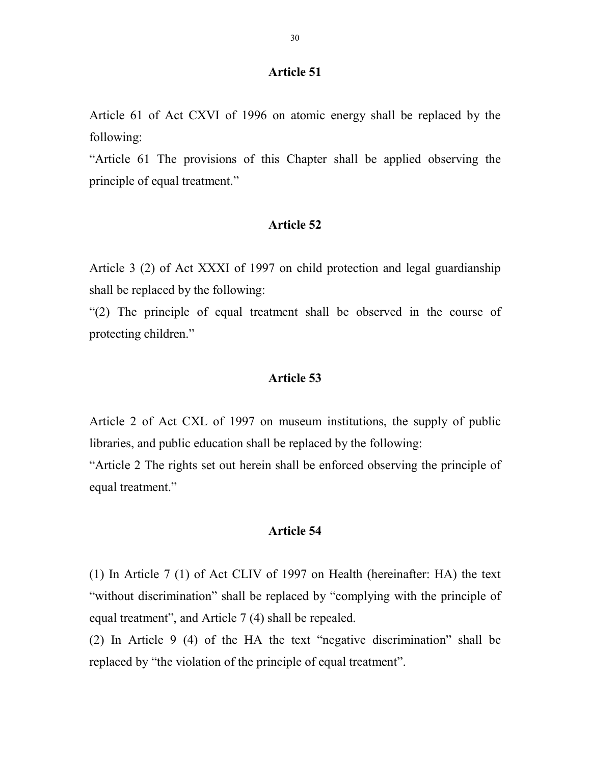### Article 51

Article 61 of Act CXVI of 1996 on atomic energy shall be replaced by the following:
"Article 61 The provisions of this Chapter shall be applied observing the principle of equal treatment."

### Article 52

Article 3 (2) of Act XXXI of 1997 on child protection and legal guardianship shall be replaced by the following:
"(2) The principle of equal treatment shall be observed in the course of protecting children."

### Article 53

Article 2 of Act CXL of 1997 on museum institutions, the supply of public libraries, and public education shall be replaced by the following:
"Article 2 The rights set out herein shall be enforced observing the principle of equal treatment."

### Article 54

(1) In Article 7 (1) of Act CLIV of 1997 on Health (hereinafter: HA) the text "without discrimination" shall be replaced by "complying with the principle of equal treatment", and Article 7 (4) shall be repealed.
(2) In Article 9 (4) of the HA the text "negative discrimination" shall be replaced by "the violation of the principle of equal treatment".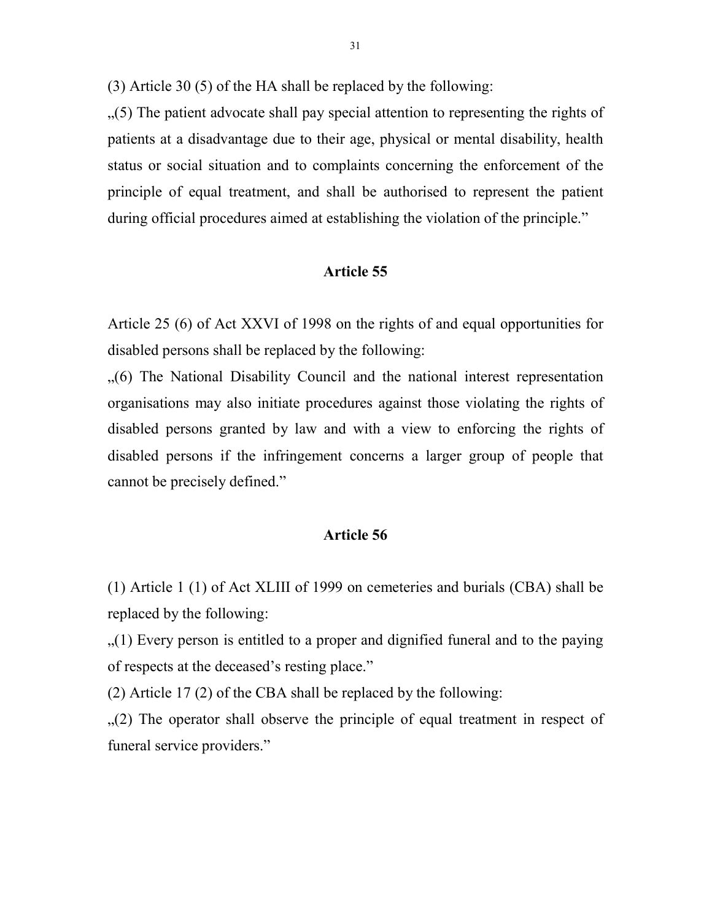(3) Article 30 (5) of the HA shall be replaced by the following:

„(5) The patient advocate shall pay special attention to representing the rights of patients at a disadvantage due to their age, physical or mental disability, health status or social situation and to complaints concerning the enforcement of the principle of equal treatment, and shall be authorised to represent the patient during official procedures aimed at establishing the violation of the principle."

## Article 55

Article 25 (6) of Act XXVI of 1998 on the rights of and equal opportunities for disabled persons shall be replaced by the following:

„(6) The National Disability Council and the national interest representation organisations may also initiate procedures against those violating the rights of disabled persons granted by law and with a view to enforcing the rights of disabled persons if the infringement concerns a larger group of people that cannot be precisely defined."

## Article 56

(1) Article 1 (1) of Act XLIII of 1999 on cemeteries and burials (CBA) shall be replaced by the following:

„(1) Every person is entitled to a proper and dignified funeral and to the paying of respects at the deceased's resting place."

(2) Article 17 (2) of the CBA shall be replaced by the following:

„(2) The operator shall observe the principle of equal treatment in respect of funeral service providers."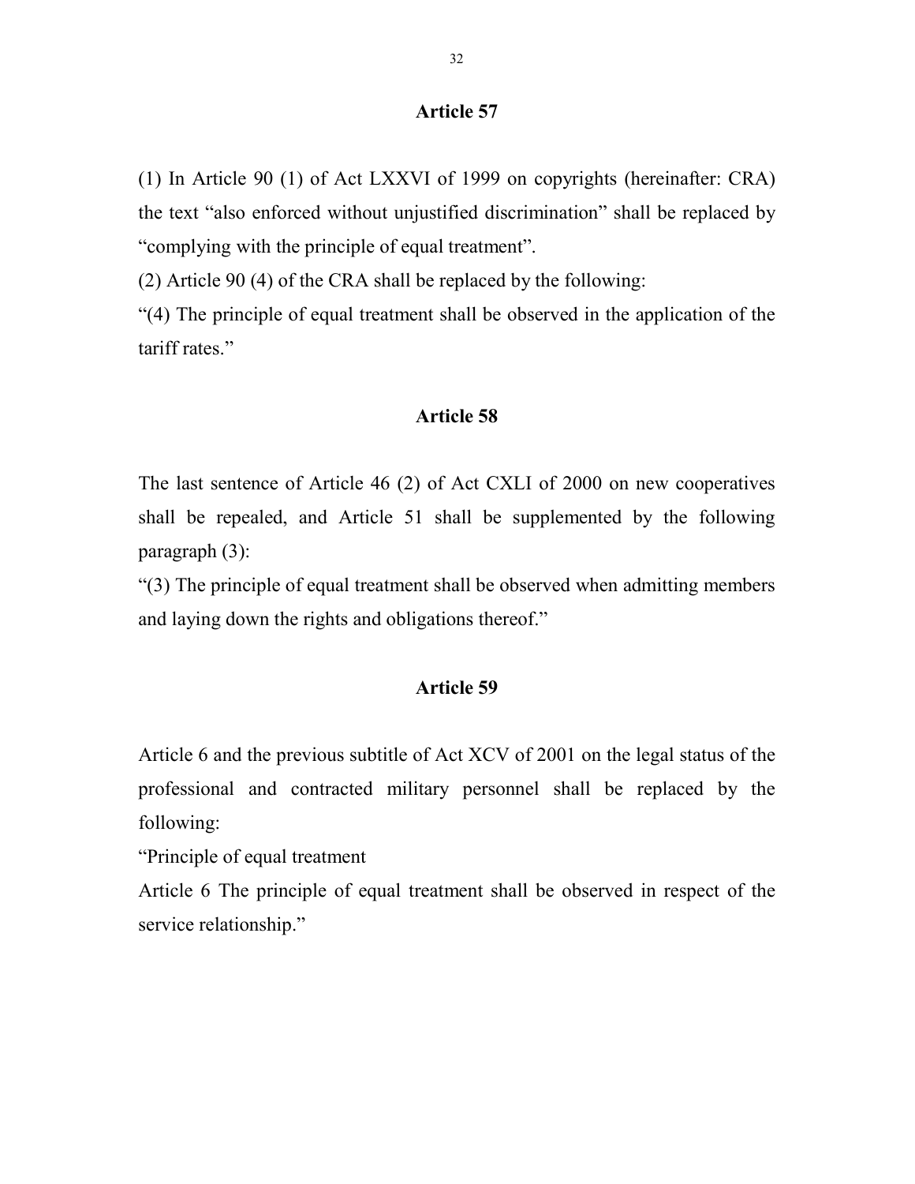### Article 57

(1) In Article 90 (1) of Act LXXVI of 1999 on copyrights (hereinafter: CRA) the text "also enforced without unjustified discrimination" shall be replaced by "complying with the principle of equal treatment".

(2) Article 90 (4) of the CRA shall be replaced by the following:

"(4) The principle of equal treatment shall be observed in the application of the tariff rates."

### Article 58

The last sentence of Article 46 (2) of Act CXLI of 2000 on new cooperatives shall be repealed, and Article 51 shall be supplemented by the following paragraph (3):

"(3) The principle of equal treatment shall be observed when admitting members and laying down the rights and obligations thereof."

### Article 59

Article 6 and the previous subtitle of Act XCV of 2001 on the legal status of the professional and contracted military personnel shall be replaced by the following:

"Principle of equal treatment

Article 6 The principle of equal treatment shall be observed in respect of the service relationship."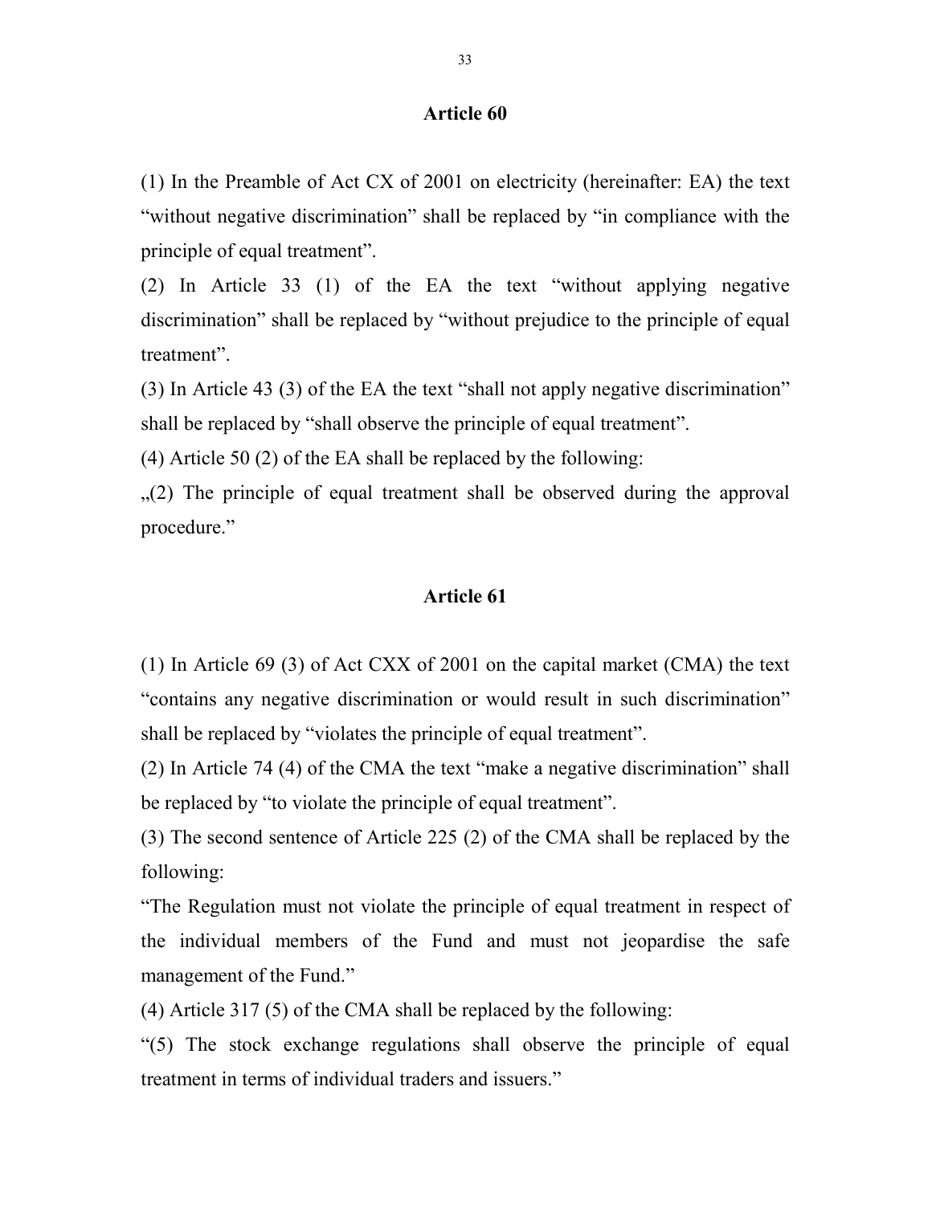## Article 60

(1) In the Preamble of Act CX of 2001 on electricity (hereinafter: EA) the text "without negative discrimination" shall be replaced by "in compliance with the principle of equal treatment".

(2) In Article 33 (1) of the EA the text "without applying negative discrimination" shall be replaced by "without prejudice to the principle of equal treatment".

(3) In Article 43 (3) of the EA the text "shall not apply negative discrimination" shall be replaced by "shall observe the principle of equal treatment".

(4) Article 50 (2) of the EA shall be replaced by the following:

„(2) The principle of equal treatment shall be observed during the approval procedure."

## Article 61

(1) In Article 69 (3) of Act CXX of 2001 on the capital market (CMA) the text "contains any negative discrimination or would result in such discrimination" shall be replaced by "violates the principle of equal treatment".

(2) In Article 74 (4) of the CMA the text "make a negative discrimination" shall be replaced by "to violate the principle of equal treatment".

(3) The second sentence of Article 225 (2) of the CMA shall be replaced by the following:

"The Regulation must not violate the principle of equal treatment in respect of the individual members of the Fund and must not jeopardise the safe management of the Fund."

(4) Article 317 (5) of the CMA shall be replaced by the following:

"(5) The stock exchange regulations shall observe the principle of equal treatment in terms of individual traders and issuers."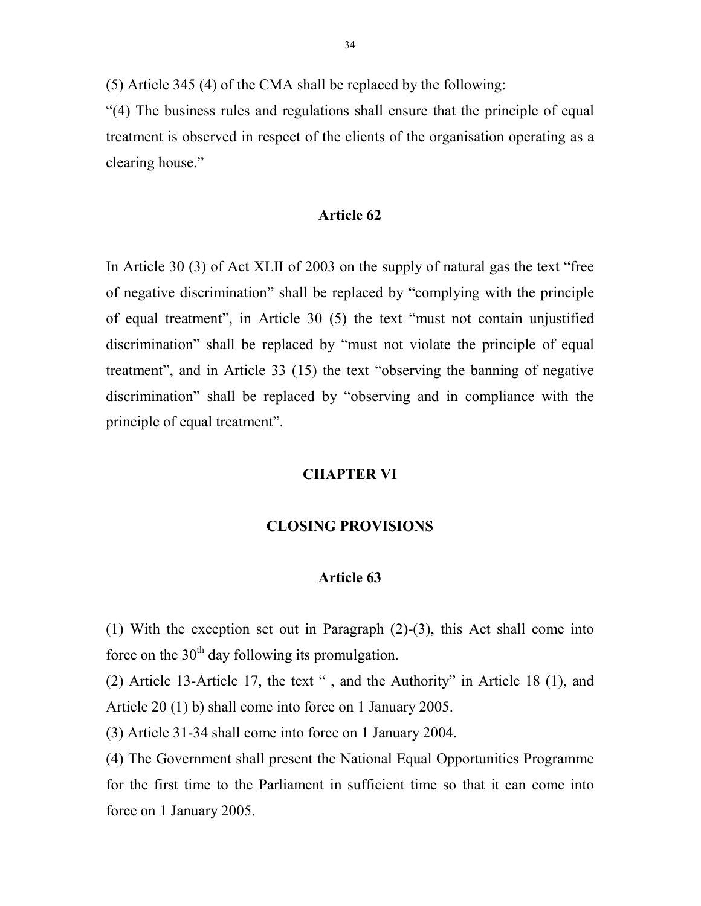(5) Article 345 (4) of the CMA shall be replaced by the following:

"(4) The business rules and regulations shall ensure that the principle of equal treatment is observed in respect of the clients of the organisation operating as a clearing house."

### Article 62

In Article 30 (3) of Act XLII of 2003 on the supply of natural gas the text "free of negative discrimination" shall be replaced by "complying with the principle of equal treatment", in Article 30 (5) the text "must not contain unjustified discrimination" shall be replaced by "must not violate the principle of equal treatment", and in Article 33 (15) the text "observing the banning of negative discrimination" shall be replaced by "observing and in compliance with the principle of equal treatment".

## CHAPTER VI

## CLOSING PROVISIONS

### Article 63

(1) With the exception set out in Paragraph (2)-(3), this Act shall come into force on the 30th day following its promulgation.

(2) Article 13-Article 17, the text " , and the Authority" in Article 18 (1), and Article 20 (1) b) shall come into force on 1 January 2005.

(3) Article 31-34 shall come into force on 1 January 2004.

(4) The Government shall present the National Equal Opportunities Programme for the first time to the Parliament in sufficient time so that it can come into force on 1 January 2005.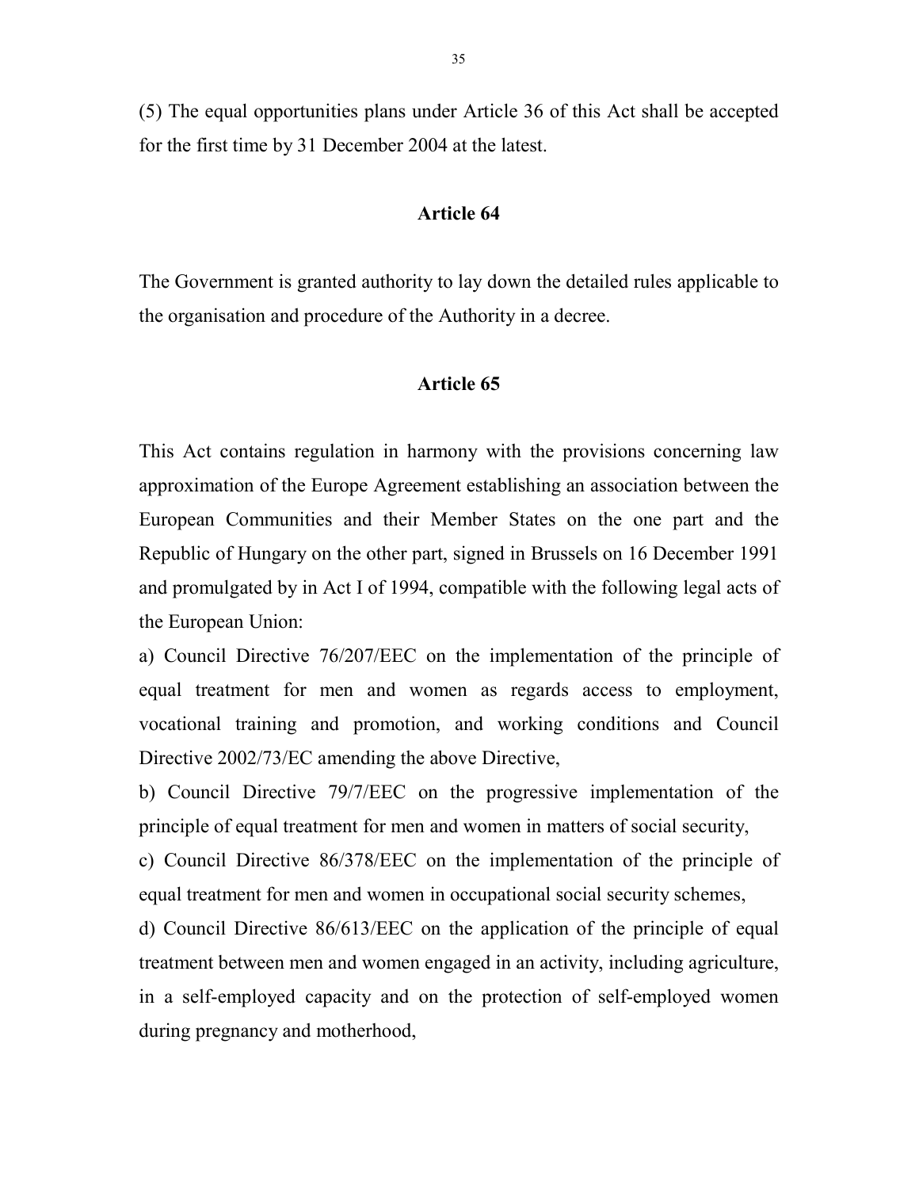(5) The equal opportunities plans under Article 36 of this Act shall be accepted for the first time by 31 December 2004 at the latest.

## Article 64

The Government is granted authority to lay down the detailed rules applicable to the organisation and procedure of the Authority in a decree.

## Article 65

This Act contains regulation in harmony with the provisions concerning law approximation of the Europe Agreement establishing an association between the European Communities and their Member States on the one part and the Republic of Hungary on the other part, signed in Brussels on 16 December 1991 and promulgated by in Act I of 1994, compatible with the following legal acts of the European Union:

a) Council Directive 76/207/EEC on the implementation of the principle of equal treatment for men and women as regards access to employment, vocational training and promotion, and working conditions and Council Directive 2002/73/EC amending the above Directive,

b) Council Directive 79/7/EEC on the progressive implementation of the principle of equal treatment for men and women in matters of social security,

c) Council Directive 86/378/EEC on the implementation of the principle of equal treatment for men and women in occupational social security schemes,

d) Council Directive 86/613/EEC on the application of the principle of equal treatment between men and women engaged in an activity, including agriculture, in a self-employed capacity and on the protection of self-employed women during pregnancy and motherhood,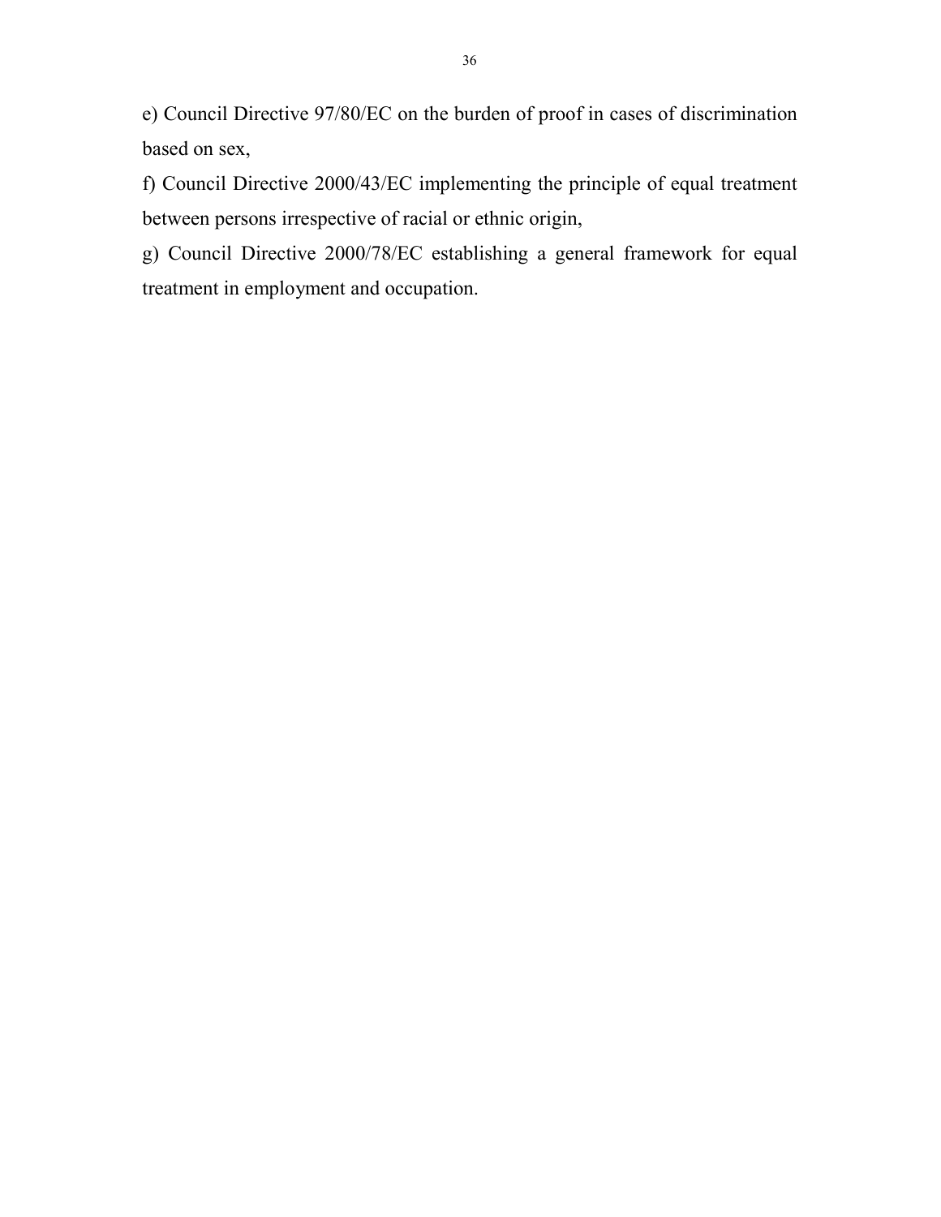e) Council Directive 97/80/EC on the burden of proof in cases of discrimination based on sex,

f) Council Directive 2000/43/EC implementing the principle of equal treatment between persons irrespective of racial or ethnic origin,

g) Council Directive 2000/78/EC establishing a general framework for equal treatment in employment and occupation.